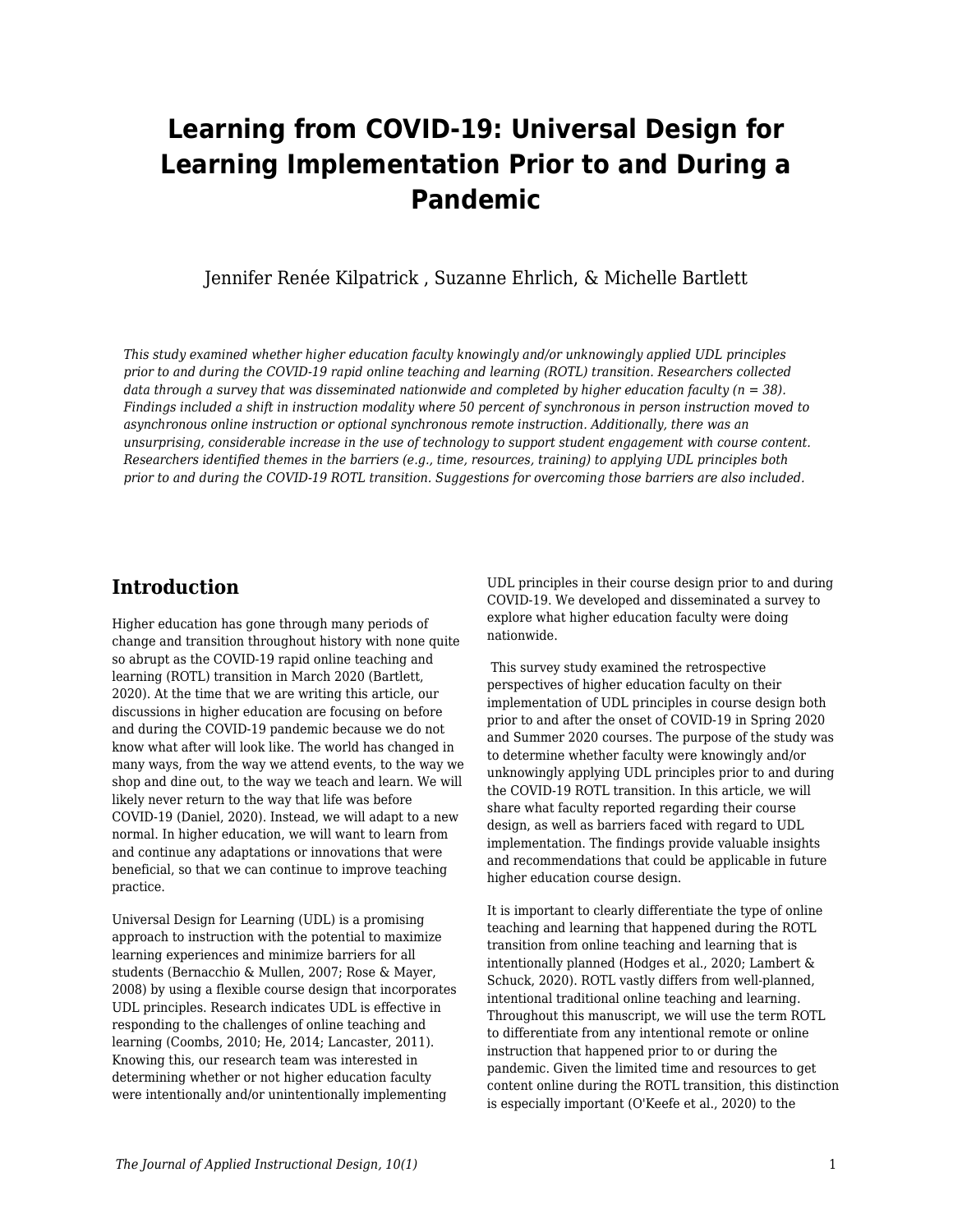# Learning from COVID-19: Universal Design for Learning Implementation Prior to and During a Pandemic

Jennifer Renée Kilpatrick , Suzanne Ehrlich, & Michelle Bartlett

*This study examined whether higher education faculty knowingly and/or unknowingly applied UDL principles prior to and during the COVID-19 rapid online teaching and learning (ROTL) transition. Researchers collected data through a survey that was disseminated nationwide and completed by higher education faculty (n = 38). Findings included a shift in instruction modality where 50 percent of synchronous in person instruction moved to asynchronous online instruction or optional synchronous remote instruction. Additionally, there was an unsurprising, considerable increase in the use of technology to support student engagement with course content. Researchers identified themes in the barriers (e.g., time, resources, training) to applying UDL principles both prior to and during the COVID-19 ROTL transition. Suggestions for overcoming those barriers are also included.*

## Introduction

Higher education has gone through many periods of change and transition throughout history with none quite so abrupt as the COVID-19 rapid online teaching and learning (ROTL) transition in March 2020 (Bartlett, 2020). At the time that we are writing this article, our discussions in higher education are focusing on before and during the COVID-19 pandemic because we do not know what after will look like. The world has changed in many ways, from the way we attend events, to the way we shop and dine out, to the way we teach and learn. We will likely never return to the way that life was before COVID-19 (Daniel, 2020). Instead, we will adapt to a new normal. In higher education, we will want to learn from and continue any adaptations or innovations that were beneficial, so that we can continue to improve teaching practice.

Universal Design for Learning (UDL) is a promising approach to instruction with the potential to maximize learning experiences and minimize barriers for all students (Bernacchio & Mullen, 2007; Rose & Mayer, 2008) by using a flexible course design that incorporates UDL principles. Research indicates UDL is effective in responding to the challenges of online teaching and learning (Coombs, 2010; He, 2014; Lancaster, 2011). Knowing this, our research team was interested in determining whether or not higher education faculty were intentionally and/or unintentionally implementing UDL principles in their course design prior to and during COVID-19. We developed and disseminated a survey to explore what higher education faculty were doing nationwide.

This survey study examined the retrospective perspectives of higher education faculty on their implementation of UDL principles in course design both prior to and after the onset of COVID-19 in Spring 2020 and Summer 2020 courses. The purpose of the study was to determine whether faculty were knowingly and/or unknowingly applying UDL principles prior to and during the COVID-19 ROTL transition. In this article, we will share what faculty reported regarding their course design, as well as barriers faced with regard to UDL implementation. The findings provide valuable insights and recommendations that could be applicable in future higher education course design.

It is important to clearly differentiate the type of online teaching and learning that happened during the ROTL transition from online teaching and learning that is intentionally planned (Hodges et al., 2020; Lambert & Schuck, 2020). ROTL vastly differs from well-planned, intentional traditional online teaching and learning. Throughout this manuscript, we will use the term ROTL to differentiate from any intentional remote or online instruction that happened prior to or during the pandemic. Given the limited time and resources to get content online during the ROTL transition, this distinction is especially important (O'Keefe et al., 2020) to the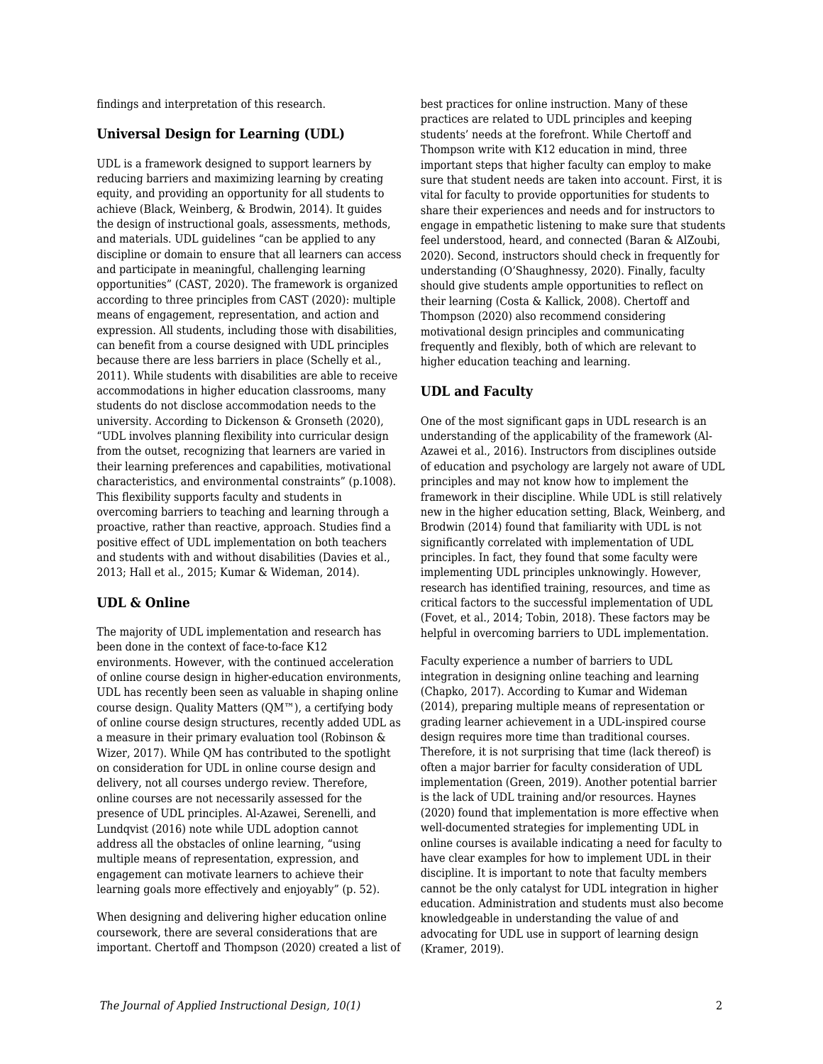findings and interpretation of this research.

### Universal Design for Learning (UDL)

UDL is a framework designed to support learners by reducing barriers and maximizing learning by creating equity, and providing an opportunity for all students to achieve (Black, Weinberg, & Brodwin, 2014). It guides the design of instructional goals, assessments, methods, and materials. UDL guidelines "can be applied to any discipline or domain to ensure that all learners can access and participate in meaningful, challenging learning opportunities" (CAST, 2020). The framework is organized according to three principles from CAST (2020): multiple means of engagement, representation, and action and expression. All students, including those with disabilities, can benefit from a course designed with UDL principles because there are less barriers in place (Schelly et al., 2011). While students with disabilities are able to receive accommodations in higher education classrooms, many students do not disclose accommodation needs to the university. According to Dickenson & Gronseth (2020), "UDL involves planning flexibility into curricular design from the outset, recognizing that learners are varied in their learning preferences and capabilities, motivational characteristics, and environmental constraints" (p.1008). This flexibility supports faculty and students in overcoming barriers to teaching and learning through a proactive, rather than reactive, approach. Studies find a positive effect of UDL implementation on both teachers and students with and without disabilities (Davies et al., 2013; Hall et al., 2015; Kumar & Wideman, 2014).

### UDL & Online

The majority of UDL implementation and research has been done in the context of face-to-face K12 environments. However, with the continued acceleration of online course design in higher-education environments, UDL has recently been seen as valuable in shaping online course design. Quality Matters (QM™), a certifying body of online course design structures, recently added UDL as a measure in their primary evaluation tool (Robinson & Wizer, 2017). While QM has contributed to the spotlight on consideration for UDL in online course design and delivery, not all courses undergo review. Therefore, online courses are not necessarily assessed for the presence of UDL principles. Al-Azawei, Serenelli, and Lundqvist (2016) note while UDL adoption cannot address all the obstacles of online learning, "using multiple means of representation, expression, and engagement can motivate learners to achieve their learning goals more effectively and enjoyably" (p. 52).

When designing and delivering higher education online coursework, there are several considerations that are important. Chertoff and Thompson (2020) created a list of best practices for online instruction. Many of these practices are related to UDL principles and keeping students' needs at the forefront. While Chertoff and Thompson write with K12 education in mind, three important steps that higher faculty can employ to make sure that student needs are taken into account. First, it is vital for faculty to provide opportunities for students to share their experiences and needs and for instructors to engage in empathetic listening to make sure that students feel understood, heard, and connected (Baran & AlZoubi, 2020). Second, instructors should check in frequently for understanding (O'Shaughnessy, 2020). Finally, faculty should give students ample opportunities to reflect on their learning (Costa & Kallick, 2008). Chertoff and Thompson (2020) also recommend considering motivational design principles and communicating frequently and flexibly, both of which are relevant to higher education teaching and learning.

### UDL and Faculty

One of the most significant gaps in UDL research is an understanding of the applicability of the framework (Al-Azawei et al., 2016). Instructors from disciplines outside of education and psychology are largely not aware of UDL principles and may not know how to implement the framework in their discipline. While UDL is still relatively new in the higher education setting, Black, Weinberg, and Brodwin (2014) found that familiarity with UDL is not significantly correlated with implementation of UDL principles. In fact, they found that some faculty were implementing UDL principles unknowingly. However, research has identified training, resources, and time as critical factors to the successful implementation of UDL (Fovet, et al., 2014; Tobin, 2018). These factors may be helpful in overcoming barriers to UDL implementation.

Faculty experience a number of barriers to UDL integration in designing online teaching and learning (Chapko, 2017). According to Kumar and Wideman (2014), preparing multiple means of representation or grading learner achievement in a UDL-inspired course design requires more time than traditional courses. Therefore, it is not surprising that time (lack thereof) is often a major barrier for faculty consideration of UDL implementation (Green, 2019). Another potential barrier is the lack of UDL training and/or resources. Haynes (2020) found that implementation is more effective when well-documented strategies for implementing UDL in online courses is available indicating a need for faculty to have clear examples for how to implement UDL in their discipline. It is important to note that faculty members cannot be the only catalyst for UDL integration in higher education. Administration and students must also become knowledgeable in understanding the value of and advocating for UDL use in support of learning design (Kramer, 2019).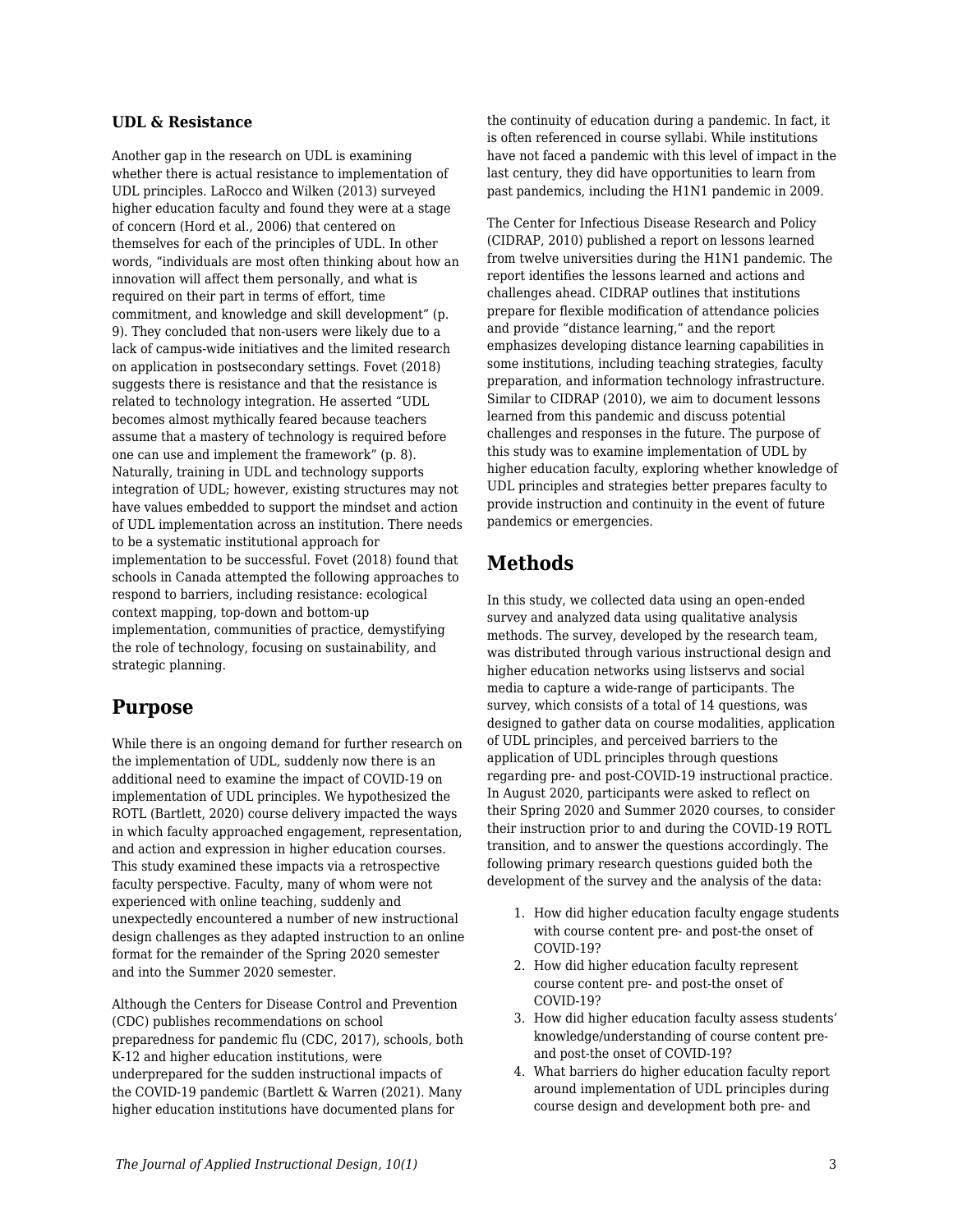### UDL & Resistance

Another gap in the research on UDL is examining whether there is actual resistance to implementation of UDL principles. LaRocco and Wilken (2013) surveyed higher education faculty and found they were at a stage of concern (Hord et al., 2006) that centered on themselves for each of the principles of UDL. In other words, "individuals are most often thinking about how an innovation will affect them personally, and what is required on their part in terms of effort, time commitment, and knowledge and skill development" (p. 9). They concluded that non-users were likely due to a lack of campus-wide initiatives and the limited research on application in postsecondary settings. Fovet (2018) suggests there is resistance and that the resistance is related to technology integration. He asserted "UDL becomes almost mythically feared because teachers assume that a mastery of technology is required before one can use and implement the framework" (p. 8). Naturally, training in UDL and technology supports integration of UDL; however, existing structures may not have values embedded to support the mindset and action of UDL implementation across an institution. There needs to be a systematic institutional approach for implementation to be successful. Fovet (2018) found that schools in Canada attempted the following approaches to respond to barriers, including resistance: ecological context mapping, top-down and bottom-up implementation, communities of practice, demystifying the role of technology, focusing on sustainability, and strategic planning.

## Purpose

While there is an ongoing demand for further research on the implementation of UDL, suddenly now there is an additional need to examine the impact of COVID-19 on implementation of UDL principles. We hypothesized the ROTL (Bartlett, 2020) course delivery impacted the ways in which faculty approached engagement, representation, and action and expression in higher education courses. This study examined these impacts via a retrospective faculty perspective. Faculty, many of whom were not experienced with online teaching, suddenly and unexpectedly encountered a number of new instructional design challenges as they adapted instruction to an online format for the remainder of the Spring 2020 semester and into the Summer 2020 semester.

Although the Centers for Disease Control and Prevention (CDC) publishes recommendations on school preparedness for pandemic flu (CDC, 2017), schools, both K-12 and higher education institutions, were underprepared for the sudden instructional impacts of the COVID-19 pandemic (Bartlett & Warren (2021). Many higher education institutions have documented plans for the continuity of education during a pandemic. In fact, it is often referenced in course syllabi. While institutions have not faced a pandemic with this level of impact in the last century, they did have opportunities to learn from past pandemics, including the H1N1 pandemic in 2009.

The Center for Infectious Disease Research and Policy (CIDRAP, 2010) published a report on lessons learned from twelve universities during the H1N1 pandemic. The report identifies the lessons learned and actions and challenges ahead. CIDRAP outlines that institutions prepare for flexible modification of attendance policies and provide "distance learning," and the report emphasizes developing distance learning capabilities in some institutions, including teaching strategies, faculty preparation, and information technology infrastructure. Similar to CIDRAP (2010), we aim to document lessons learned from this pandemic and discuss potential challenges and responses in the future. The purpose of this study was to examine implementation of UDL by higher education faculty, exploring whether knowledge of UDL principles and strategies better prepares faculty to provide instruction and continuity in the event of future pandemics or emergencies.

## Methods

In this study, we collected data using an open-ended survey and analyzed data using qualitative analysis methods. The survey, developed by the research team, was distributed through various instructional design and higher education networks using listservs and social media to capture a wide-range of participants. The survey, which consists of a total of 14 questions, was designed to gather data on course modalities, application of UDL principles, and perceived barriers to the application of UDL principles through questions regarding pre- and post-COVID-19 instructional practice. In August 2020, participants were asked to reflect on their Spring 2020 and Summer 2020 courses, to consider their instruction prior to and during the COVID-19 ROTL transition, and to answer the questions accordingly. The following primary research questions guided both the development of the survey and the analysis of the data:

1. How did higher education faculty engage students with course content pre- and post-the onset of COVID-19?
2. How did higher education faculty represent course content pre- and post-the onset of COVID-19?
3. How did higher education faculty assess students' knowledge/understanding of course content pre- and post-the onset of COVID-19?
4. What barriers do higher education faculty report around implementation of UDL principles during course design and development both pre- and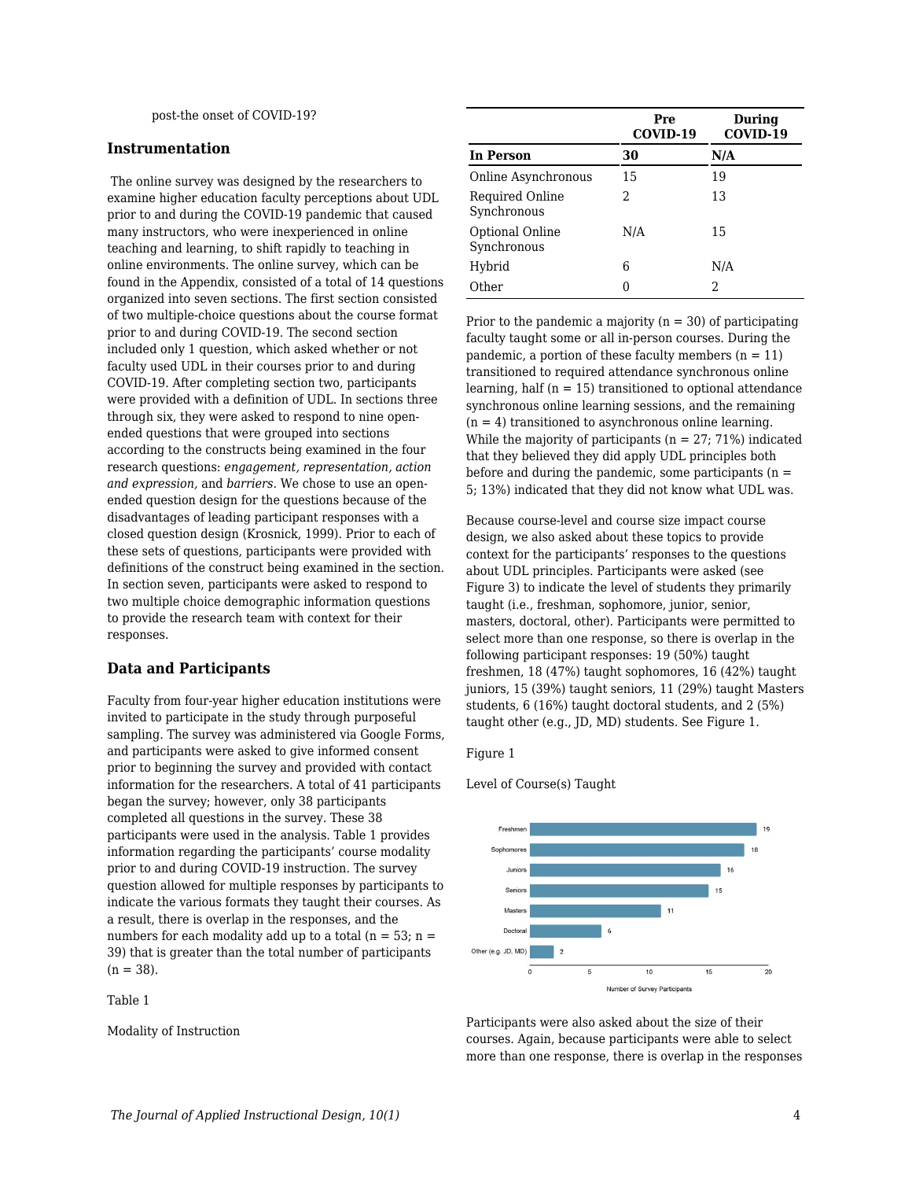post-the onset of COVID-19?

## Instrumentation

The online survey was designed by the researchers to examine higher education faculty perceptions about UDL prior to and during the COVID-19 pandemic that caused many instructors, who were inexperienced in online teaching and learning, to shift rapidly to teaching in online environments. The online survey, which can be found in the Appendix, consisted of a total of 14 questions organized into seven sections. The first section consisted of two multiple-choice questions about the course format prior to and during COVID-19. The second section included only 1 question, which asked whether or not faculty used UDL in their courses prior to and during COVID-19. After completing section two, participants were provided with a definition of UDL. In sections three through six, they were asked to respond to nine open-ended questions that were grouped into sections according to the constructs being examined in the four research questions: *engagement, representation, action and expression,* and *barriers*. We chose to use an open-ended question design for the questions because of the disadvantages of leading participant responses with a closed question design (Krosnick, 1999). Prior to each of these sets of questions, participants were provided with definitions of the construct being examined in the section. In section seven, participants were asked to respond to two multiple choice demographic information questions to provide the research team with context for their responses.

## Data and Participants

Faculty from four-year higher education institutions were invited to participate in the study through purposeful sampling. The survey was administered via Google Forms, and participants were asked to give informed consent prior to beginning the survey and provided with contact information for the researchers. A total of 41 participants began the survey; however, only 38 participants completed all questions in the survey. These 38 participants were used in the analysis. Table 1 provides information regarding the participants' course modality prior to and during COVID-19 instruction. The survey question allowed for multiple responses by participants to indicate the various formats they taught their courses. As a result, there is overlap in the responses, and the numbers for each modality add up to a total (n = 53; n = 39) that is greater than the total number of participants (n = 38).

Table 1

Modality of Instruction

| | **Pre COVID-19** | **During COVID-19** |
|---|---|---|
| **In Person** | **30** | **N/A** |
| Online Asynchronous | 15 | 19 |
| Required Online Synchronous | 2 | 13 |
| Optional Online Synchronous | N/A | 15 |
| Hybrid | 6 | N/A |
| Other | 0 | 2 |

Prior to the pandemic a majority (n = 30) of participating faculty taught some or all in-person courses. During the pandemic, a portion of these faculty members (n = 11) transitioned to required attendance synchronous online learning, half (n = 15) transitioned to optional attendance synchronous online learning sessions, and the remaining (n = 4) transitioned to asynchronous online learning. While the majority of participants (n = 27; 71%) indicated that they believed they did apply UDL principles both before and during the pandemic, some participants (n = 5; 13%) indicated that they did not know what UDL was.

Because course-level and course size impact course design, we also asked about these topics to provide context for the participants' responses to the questions about UDL principles. Participants were asked (see Figure 3) to indicate the level of students they primarily taught (i.e., freshman, sophomore, junior, senior, masters, doctoral, other). Participants were permitted to select more than one response, so there is overlap in the following participant responses: 19 (50%) taught freshmen, 18 (47%) taught sophomores, 16 (42%) taught juniors, 15 (39%) taught seniors, 11 (29%) taught Masters students, 6 (16%) taught doctoral students, and 2 (5%) taught other (e.g., JD, MD) students. See Figure 1.

Figure 1

Level of Course(s) Taught

| Level | Number of Survey Participants |
|---|---|
| Freshmen | 19 |
| Sophomores | 18 |
| Juniors | 16 |
| Seniors | 15 |
| Masters | 11 |
| Doctoral | 6 |
| Other (e.g. JD, MD) | 2 |

Participants were also asked about the size of their courses. Again, because participants were able to select more than one response, there is overlap in the responses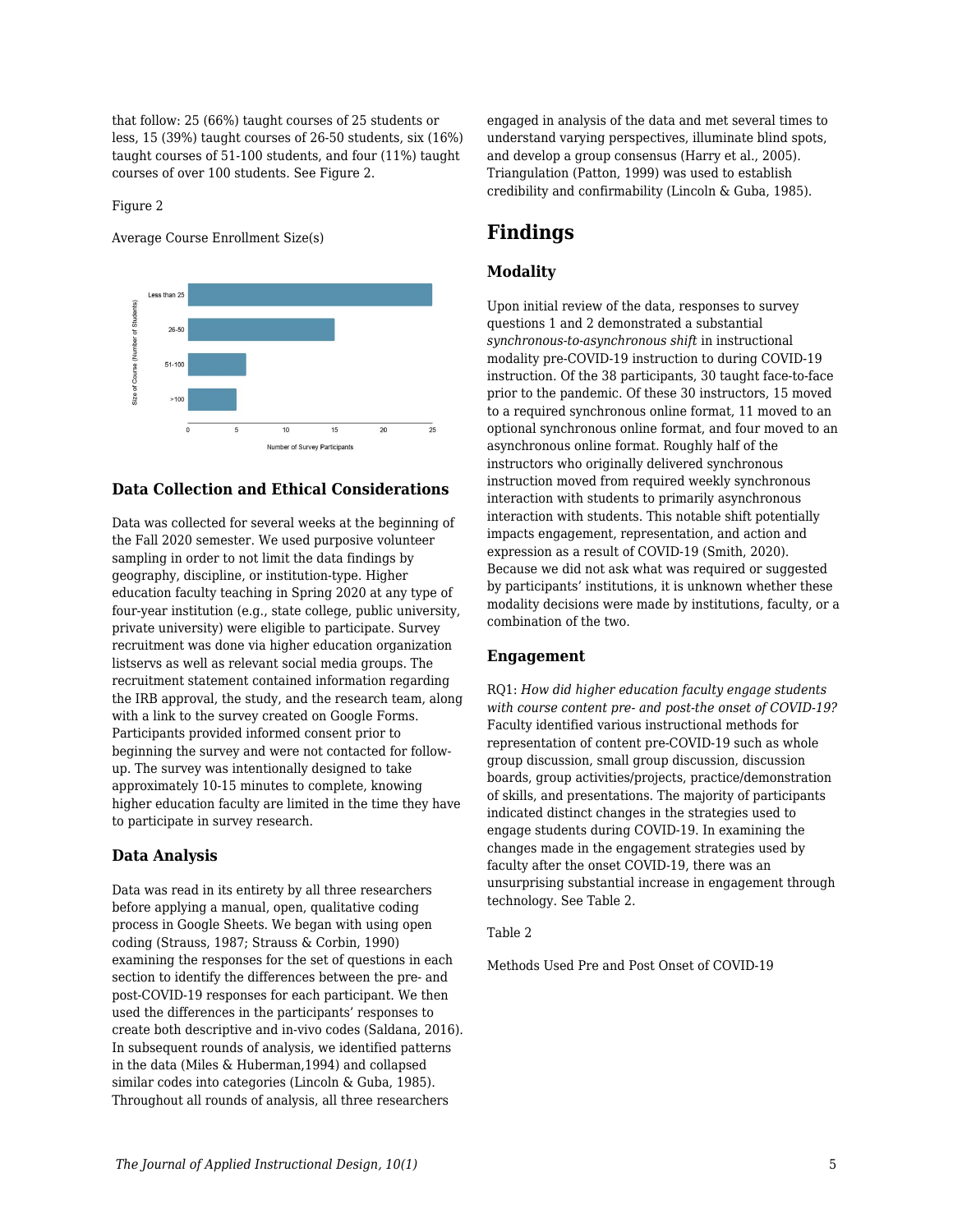that follow: 25 (66%) taught courses of 25 students or less, 15 (39%) taught courses of 26-50 students, six (16%) taught courses of 51-100 students, and four (11%) taught courses of over 100 students. See Figure 2.

Figure 2

Average Course Enrollment Size(s)

### Data Collection and Ethical Considerations

Data was collected for several weeks at the beginning of the Fall 2020 semester. We used purposive volunteer sampling in order to not limit the data findings by geography, discipline, or institution-type. Higher education faculty teaching in Spring 2020 at any type of four-year institution (e.g., state college, public university, private university) were eligible to participate. Survey recruitment was done via higher education organization listservs as well as relevant social media groups. The recruitment statement contained information regarding the IRB approval, the study, and the research team, along with a link to the survey created on Google Forms. Participants provided informed consent prior to beginning the survey and were not contacted for follow-up. The survey was intentionally designed to take approximately 10-15 minutes to complete, knowing higher education faculty are limited in the time they have to participate in survey research.

### Data Analysis

Data was read in its entirety by all three researchers before applying a manual, open, qualitative coding process in Google Sheets. We began with using open coding (Strauss, 1987; Strauss & Corbin, 1990) examining the responses for the set of questions in each section to identify the differences between the pre- and post-COVID-19 responses for each participant. We then used the differences in the participants' responses to create both descriptive and in-vivo codes (Saldana, 2016). In subsequent rounds of analysis, we identified patterns in the data (Miles & Huberman,1994) and collapsed similar codes into categories (Lincoln & Guba, 1985). Throughout all rounds of analysis, all three researchers engaged in analysis of the data and met several times to understand varying perspectives, illuminate blind spots, and develop a group consensus (Harry et al., 2005). Triangulation (Patton, 1999) was used to establish credibility and confirmability (Lincoln & Guba, 1985).

## Findings

### Modality

Upon initial review of the data, responses to survey questions 1 and 2 demonstrated a substantial *synchronous-to-asynchronous shift* in instructional modality pre-COVID-19 instruction to during COVID-19 instruction. Of the 38 participants, 30 taught face-to-face prior to the pandemic. Of these 30 instructors, 15 moved to a required synchronous online format, 11 moved to an optional synchronous online format, and four moved to an asynchronous online format. Roughly half of the instructors who originally delivered synchronous instruction moved from required weekly synchronous interaction with students to primarily asynchronous interaction with students. This notable shift potentially impacts engagement, representation, and action and expression as a result of COVID-19 (Smith, 2020). Because we did not ask what was required or suggested by participants' institutions, it is unknown whether these modality decisions were made by institutions, faculty, or a combination of the two.

### Engagement

RQ1: *How did higher education faculty engage students with course content pre- and post-the onset of COVID-19?* Faculty identified various instructional methods for representation of content pre-COVID-19 such as whole group discussion, small group discussion, discussion boards, group activities/projects, practice/demonstration of skills, and presentations. The majority of participants indicated distinct changes in the strategies used to engage students during COVID-19. In examining the changes made in the engagement strategies used by faculty after the onset COVID-19, there was an unsurprising substantial increase in engagement through technology. See Table 2.

Table 2

Methods Used Pre and Post Onset of COVID-19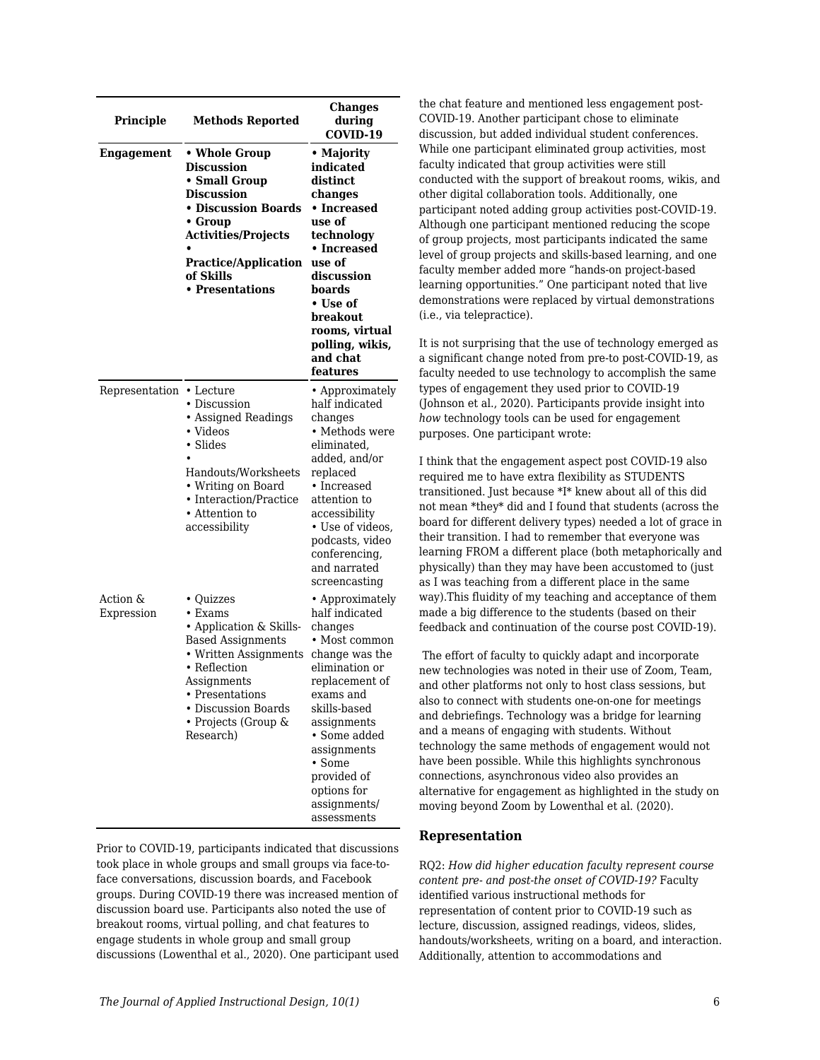| Principle | Methods Reported | Changes during COVID-19 |
|---|---|---|
| **Engagement** | **• Whole Group Discussion • Small Group Discussion • Discussion Boards • Group Activities/Projects • Practice/Application of Skills • Presentations** | **• Majority indicated distinct changes • Increased use of technology • Increased use of discussion boards • Use of breakout rooms, virtual polling, wikis, and chat features** |
| Representation | • Lecture • Discussion • Assigned Readings • Videos • Slides • Handouts/Worksheets • Writing on Board • Interaction/Practice • Attention to accessibility | • Approximately half indicated changes • Methods were eliminated, added, and/or replaced • Increased attention to accessibility • Use of videos, podcasts, video conferencing, and narrated screencasting |
| Action & Expression | • Quizzes • Exams • Application & Skills-Based Assignments • Written Assignments • Reflection Assignments • Presentations • Discussion Boards • Projects (Group & Research) | • Approximately half indicated changes • Most common change was the elimination or replacement of exams and skills-based assignments • Some added assignments • Some provided of options for assignments/ assessments |

Prior to COVID-19, participants indicated that discussions took place in whole groups and small groups via face-to-face conversations, discussion boards, and Facebook groups. During COVID-19 there was increased mention of discussion board use. Participants also noted the use of breakout rooms, virtual polling, and chat features to engage students in whole group and small group discussions (Lowenthal et al., 2020). One participant used the chat feature and mentioned less engagement post-COVID-19. Another participant chose to eliminate discussion, but added individual student conferences. While one participant eliminated group activities, most faculty indicated that group activities were still conducted with the support of breakout rooms, wikis, and other digital collaboration tools. Additionally, one participant noted adding group activities post-COVID-19. Although one participant mentioned reducing the scope of group projects, most participants indicated the same level of group projects and skills-based learning, and one faculty member added more "hands-on project-based learning opportunities." One participant noted that live demonstrations were replaced by virtual demonstrations (i.e., via telepractice).

It is not surprising that the use of technology emerged as a significant change noted from pre-to post-COVID-19, as faculty needed to use technology to accomplish the same types of engagement they used prior to COVID-19 (Johnson et al., 2020). Participants provide insight into *how* technology tools can be used for engagement purposes. One participant wrote:

I think that the engagement aspect post COVID-19 also required me to have extra flexibility as STUDENTS transitioned. Just because *I* knew about all of this did not mean *they* did and I found that students (across the board for different delivery types) needed a lot of grace in their transition. I had to remember that everyone was learning FROM a different place (both metaphorically and physically) than they may have been accustomed to (just as I was teaching from a different place in the same way).This fluidity of my teaching and acceptance of them made a big difference to the students (based on their feedback and continuation of the course post COVID-19).

The effort of faculty to quickly adapt and incorporate new technologies was noted in their use of Zoom, Team, and other platforms not only to host class sessions, but also to connect with students one-on-one for meetings and debriefings. Technology was a bridge for learning and a means of engaging with students. Without technology the same methods of engagement would not have been possible. While this highlights synchronous connections, asynchronous video also provides an alternative for engagement as highlighted in the study on moving beyond Zoom by Lowenthal et al. (2020).

### Representation

RQ2: *How did higher education faculty represent course content pre- and post-the onset of COVID-19?* Faculty identified various instructional methods for representation of content prior to COVID-19 such as lecture, discussion, assigned readings, videos, slides, handouts/worksheets, writing on a board, and interaction. Additionally, attention to accommodations and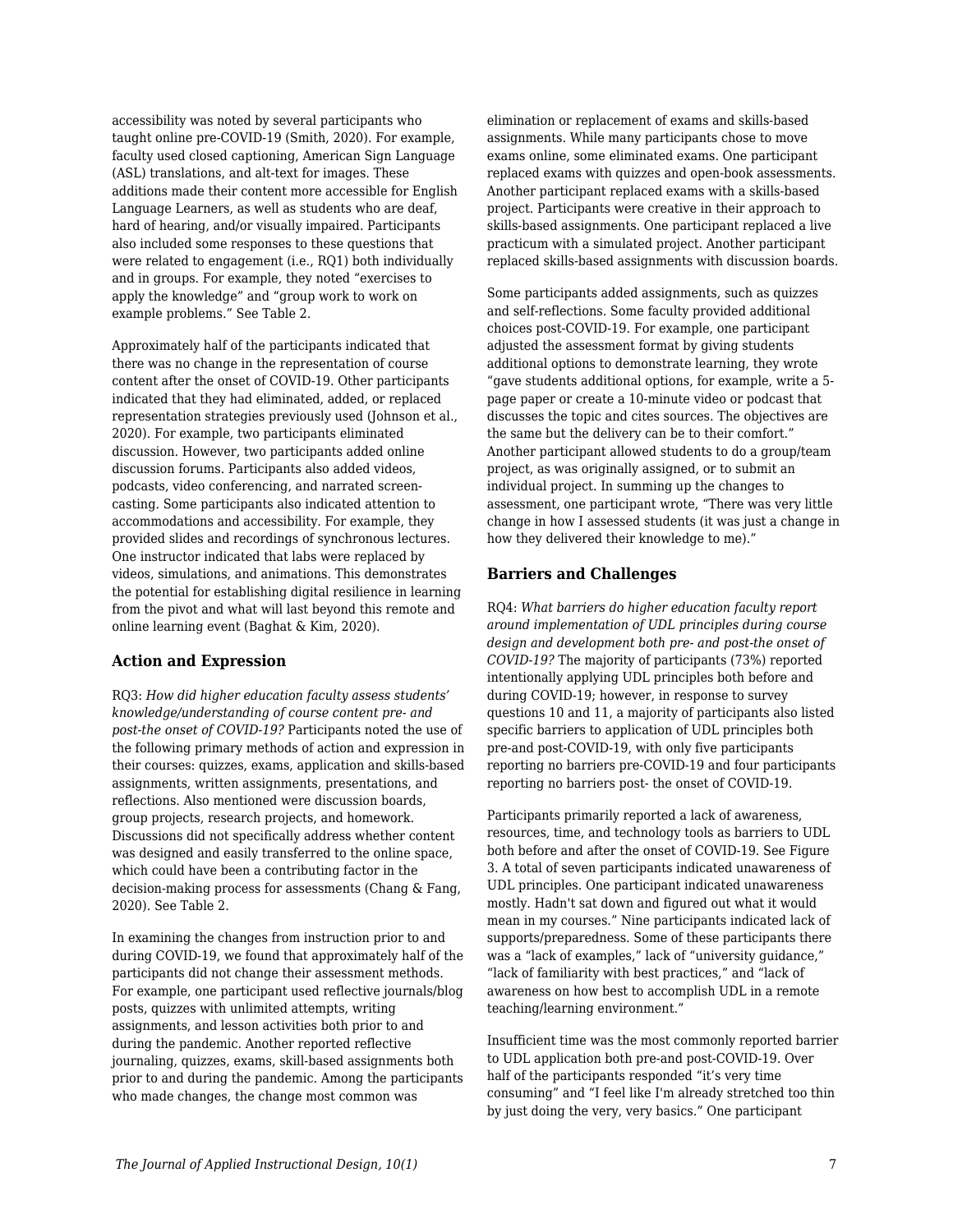accessibility was noted by several participants who taught online pre-COVID-19 (Smith, 2020). For example, faculty used closed captioning, American Sign Language (ASL) translations, and alt-text for images. These additions made their content more accessible for English Language Learners, as well as students who are deaf, hard of hearing, and/or visually impaired. Participants also included some responses to these questions that were related to engagement (i.e., RQ1) both individually and in groups. For example, they noted "exercises to apply the knowledge" and "group work to work on example problems." See Table 2.

Approximately half of the participants indicated that there was no change in the representation of course content after the onset of COVID-19. Other participants indicated that they had eliminated, added, or replaced representation strategies previously used (Johnson et al., 2020). For example, two participants eliminated discussion. However, two participants added online discussion forums. Participants also added videos, podcasts, video conferencing, and narrated screen-casting. Some participants also indicated attention to accommodations and accessibility. For example, they provided slides and recordings of synchronous lectures. One instructor indicated that labs were replaced by videos, simulations, and animations. This demonstrates the potential for establishing digital resilience in learning from the pivot and what will last beyond this remote and online learning event (Baghat & Kim, 2020).

### Action and Expression

RQ3: *How did higher education faculty assess students' knowledge/understanding of course content pre- and post-the onset of COVID-19?* Participants noted the use of the following primary methods of action and expression in their courses: quizzes, exams, application and skills-based assignments, written assignments, presentations, and reflections. Also mentioned were discussion boards, group projects, research projects, and homework. Discussions did not specifically address whether content was designed and easily transferred to the online space, which could have been a contributing factor in the decision-making process for assessments (Chang & Fang, 2020). See Table 2.

In examining the changes from instruction prior to and during COVID-19, we found that approximately half of the participants did not change their assessment methods. For example, one participant used reflective journals/blog posts, quizzes with unlimited attempts, writing assignments, and lesson activities both prior to and during the pandemic. Another reported reflective journaling, quizzes, exams, skill-based assignments both prior to and during the pandemic. Among the participants who made changes, the change most common was elimination or replacement of exams and skills-based assignments. While many participants chose to move exams online, some eliminated exams. One participant replaced exams with quizzes and open-book assessments. Another participant replaced exams with a skills-based project. Participants were creative in their approach to skills-based assignments. One participant replaced a live practicum with a simulated project. Another participant replaced skills-based assignments with discussion boards.

Some participants added assignments, such as quizzes and self-reflections. Some faculty provided additional choices post-COVID-19. For example, one participant adjusted the assessment format by giving students additional options to demonstrate learning, they wrote "gave students additional options, for example, write a 5-page paper or create a 10-minute video or podcast that discusses the topic and cites sources. The objectives are the same but the delivery can be to their comfort." Another participant allowed students to do a group/team project, as was originally assigned, or to submit an individual project. In summing up the changes to assessment, one participant wrote, "There was very little change in how I assessed students (it was just a change in how they delivered their knowledge to me)."

### Barriers and Challenges

RQ4: *What barriers do higher education faculty report around implementation of UDL principles during course design and development both pre- and post-the onset of COVID-19?* The majority of participants (73%) reported intentionally applying UDL principles both before and during COVID-19; however, in response to survey questions 10 and 11, a majority of participants also listed specific barriers to application of UDL principles both pre-and post-COVID-19, with only five participants reporting no barriers pre-COVID-19 and four participants reporting no barriers post- the onset of COVID-19.

Participants primarily reported a lack of awareness, resources, time, and technology tools as barriers to UDL both before and after the onset of COVID-19. See Figure 3. A total of seven participants indicated unawareness of UDL principles. One participant indicated unawareness mostly. Hadn't sat down and figured out what it would mean in my courses." Nine participants indicated lack of supports/preparedness. Some of these participants there was a "lack of examples," lack of "university guidance," "lack of familiarity with best practices," and "lack of awareness on how best to accomplish UDL in a remote teaching/learning environment."

Insufficient time was the most commonly reported barrier to UDL application both pre-and post-COVID-19. Over half of the participants responded "it's very time consuming" and "I feel like I'm already stretched too thin by just doing the very, very basics." One participant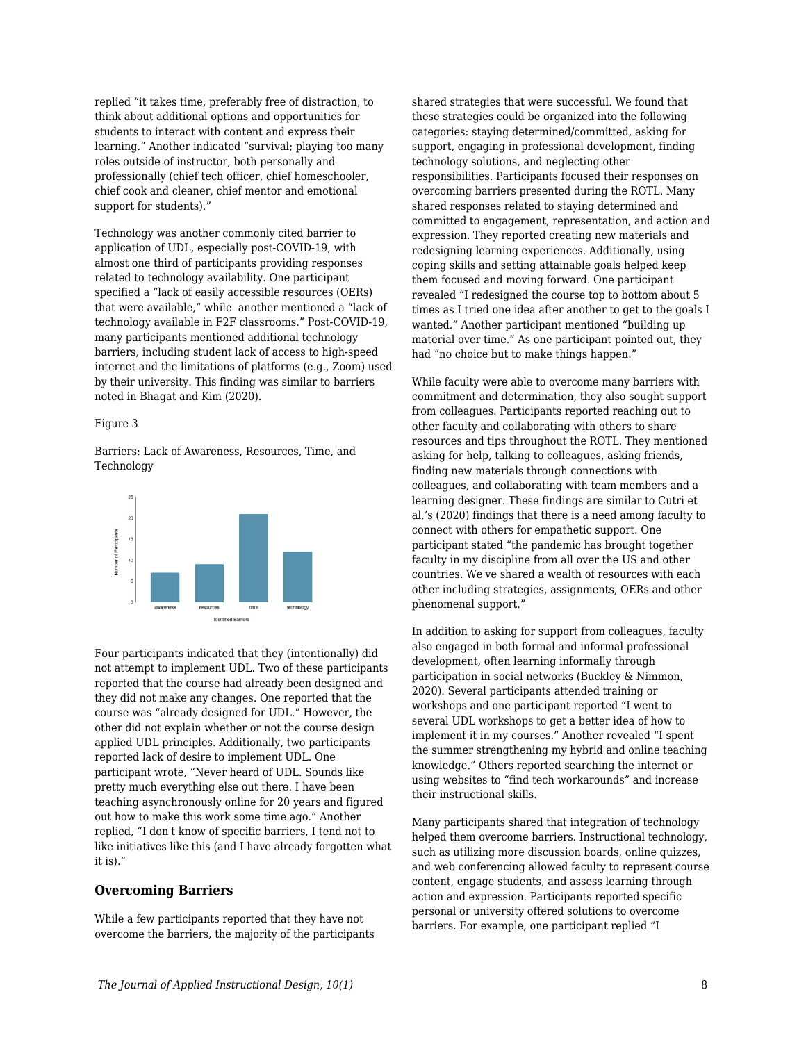replied "it takes time, preferably free of distraction, to think about additional options and opportunities for students to interact with content and express their learning." Another indicated "survival; playing too many roles outside of instructor, both personally and professionally (chief tech officer, chief homeschooler, chief cook and cleaner, chief mentor and emotional support for students)."

Technology was another commonly cited barrier to application of UDL, especially post-COVID-19, with almost one third of participants providing responses related to technology availability. One participant specified a "lack of easily accessible resources (OERs) that were available," while another mentioned a "lack of technology available in F2F classrooms." Post-COVID-19, many participants mentioned additional technology barriers, including student lack of access to high-speed internet and the limitations of platforms (e.g., Zoom) used by their university. This finding was similar to barriers noted in Bhagat and Kim (2020).

Figure 3

Barriers: Lack of Awareness, Resources, Time, and Technology

Four participants indicated that they (intentionally) did not attempt to implement UDL. Two of these participants reported that the course had already been designed and they did not make any changes. One reported that the course was "already designed for UDL." However, the other did not explain whether or not the course design applied UDL principles. Additionally, two participants reported lack of desire to implement UDL. One participant wrote, "Never heard of UDL. Sounds like pretty much everything else out there. I have been teaching asynchronously online for 20 years and figured out how to make this work some time ago." Another replied, "I don't know of specific barriers, I tend not to like initiatives like this (and I have already forgotten what it is)."

### Overcoming Barriers

While a few participants reported that they have not overcome the barriers, the majority of the participants shared strategies that were successful. We found that these strategies could be organized into the following categories: staying determined/committed, asking for support, engaging in professional development, finding technology solutions, and neglecting other responsibilities. Participants focused their responses on overcoming barriers presented during the ROTL. Many shared responses related to staying determined and committed to engagement, representation, and action and expression. They reported creating new materials and redesigning learning experiences. Additionally, using coping skills and setting attainable goals helped keep them focused and moving forward. One participant revealed "I redesigned the course top to bottom about 5 times as I tried one idea after another to get to the goals I wanted." Another participant mentioned "building up material over time." As one participant pointed out, they had "no choice but to make things happen."

While faculty were able to overcome many barriers with commitment and determination, they also sought support from colleagues. Participants reported reaching out to other faculty and collaborating with others to share resources and tips throughout the ROTL. They mentioned asking for help, talking to colleagues, asking friends, finding new materials through connections with colleagues, and collaborating with team members and a learning designer. These findings are similar to Cutri et al.'s (2020) findings that there is a need among faculty to connect with others for empathetic support. One participant stated "the pandemic has brought together faculty in my discipline from all over the US and other countries. We've shared a wealth of resources with each other including strategies, assignments, OERs and other phenomenal support."

In addition to asking for support from colleagues, faculty also engaged in both formal and informal professional development, often learning informally through participation in social networks (Buckley & Nimmon, 2020). Several participants attended training or workshops and one participant reported "I went to several UDL workshops to get a better idea of how to implement it in my courses." Another revealed "I spent the summer strengthening my hybrid and online teaching knowledge." Others reported searching the internet or using websites to "find tech workarounds" and increase their instructional skills.

Many participants shared that integration of technology helped them overcome barriers. Instructional technology, such as utilizing more discussion boards, online quizzes, and web conferencing allowed faculty to represent course content, engage students, and assess learning through action and expression. Participants reported specific personal or university offered solutions to overcome barriers. For example, one participant replied "I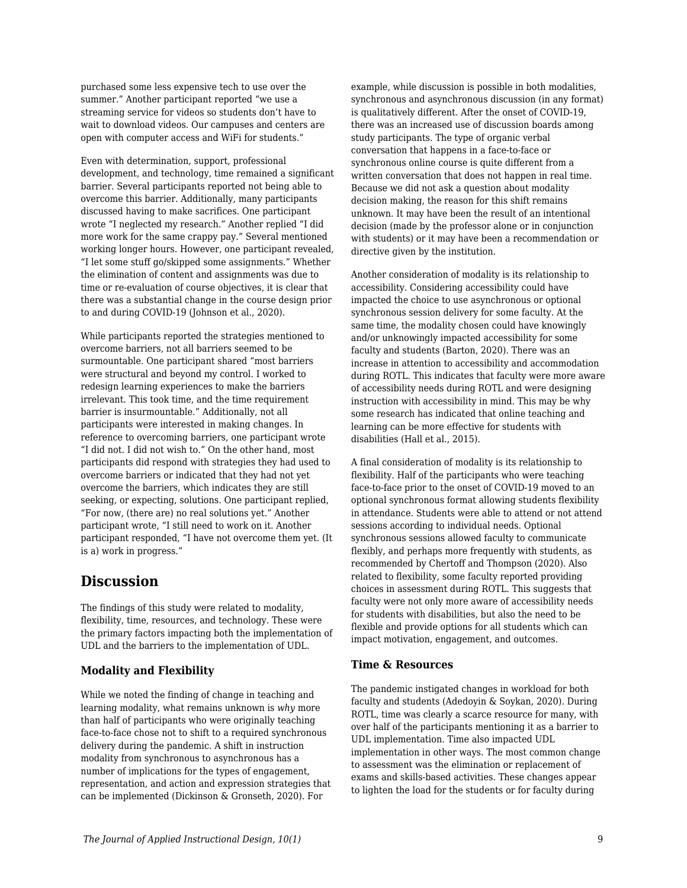purchased some less expensive tech to use over the summer." Another participant reported "we use a streaming service for videos so students don't have to wait to download videos. Our campuses and centers are open with computer access and WiFi for students."

Even with determination, support, professional development, and technology, time remained a significant barrier. Several participants reported not being able to overcome this barrier. Additionally, many participants discussed having to make sacrifices. One participant wrote "I neglected my research." Another replied "I did more work for the same crappy pay." Several mentioned working longer hours. However, one participant revealed, "I let some stuff go/skipped some assignments." Whether the elimination of content and assignments was due to time or re-evaluation of course objectives, it is clear that there was a substantial change in the course design prior to and during COVID-19 (Johnson et al., 2020).

While participants reported the strategies mentioned to overcome barriers, not all barriers seemed to be surmountable. One participant shared "most barriers were structural and beyond my control. I worked to redesign learning experiences to make the barriers irrelevant. This took time, and the time requirement barrier is insurmountable." Additionally, not all participants were interested in making changes. In reference to overcoming barriers, one participant wrote "I did not. I did not wish to." On the other hand, most participants did respond with strategies they had used to overcome barriers or indicated that they had not yet overcome the barriers, which indicates they are still seeking, or expecting, solutions. One participant replied, "For now, (there are) no real solutions yet." Another participant wrote, "I still need to work on it. Another participant responded, "I have not overcome them yet. (It is a) work in progress."

## Discussion

The findings of this study were related to modality, flexibility, time, resources, and technology. These were the primary factors impacting both the implementation of UDL and the barriers to the implementation of UDL.

### Modality and Flexibility

While we noted the finding of change in teaching and learning modality, what remains unknown is *why* more than half of participants who were originally teaching face-to-face chose not to shift to a required synchronous delivery during the pandemic. A shift in instruction modality from synchronous to asynchronous has a number of implications for the types of engagement, representation, and action and expression strategies that can be implemented (Dickinson & Gronseth, 2020). For example, while discussion is possible in both modalities, synchronous and asynchronous discussion (in any format) is qualitatively different. After the onset of COVID-19, there was an increased use of discussion boards among study participants. The type of organic verbal conversation that happens in a face-to-face or synchronous online course is quite different from a written conversation that does not happen in real time. Because we did not ask a question about modality decision making, the reason for this shift remains unknown. It may have been the result of an intentional decision (made by the professor alone or in conjunction with students) or it may have been a recommendation or directive given by the institution.

Another consideration of modality is its relationship to accessibility. Considering accessibility could have impacted the choice to use asynchronous or optional synchronous session delivery for some faculty. At the same time, the modality chosen could have knowingly and/or unknowingly impacted accessibility for some faculty and students (Barton, 2020). There was an increase in attention to accessibility and accommodation during ROTL. This indicates that faculty were more aware of accessibility needs during ROTL and were designing instruction with accessibility in mind. This may be why some research has indicated that online teaching and learning can be more effective for students with disabilities (Hall et al., 2015).

A final consideration of modality is its relationship to flexibility. Half of the participants who were teaching face-to-face prior to the onset of COVID-19 moved to an optional synchronous format allowing students flexibility in attendance. Students were able to attend or not attend sessions according to individual needs. Optional synchronous sessions allowed faculty to communicate flexibly, and perhaps more frequently with students, as recommended by Chertoff and Thompson (2020). Also related to flexibility, some faculty reported providing choices in assessment during ROTL. This suggests that faculty were not only more aware of accessibility needs for students with disabilities, but also the need to be flexible and provide options for all students which can impact motivation, engagement, and outcomes.

### Time & Resources

The pandemic instigated changes in workload for both faculty and students (Adedoyin & Soykan, 2020). During ROTL, time was clearly a scarce resource for many, with over half of the participants mentioning it as a barrier to UDL implementation. Time also impacted UDL implementation in other ways. The most common change to assessment was the elimination or replacement of exams and skills-based activities. These changes appear to lighten the load for the students or for faculty during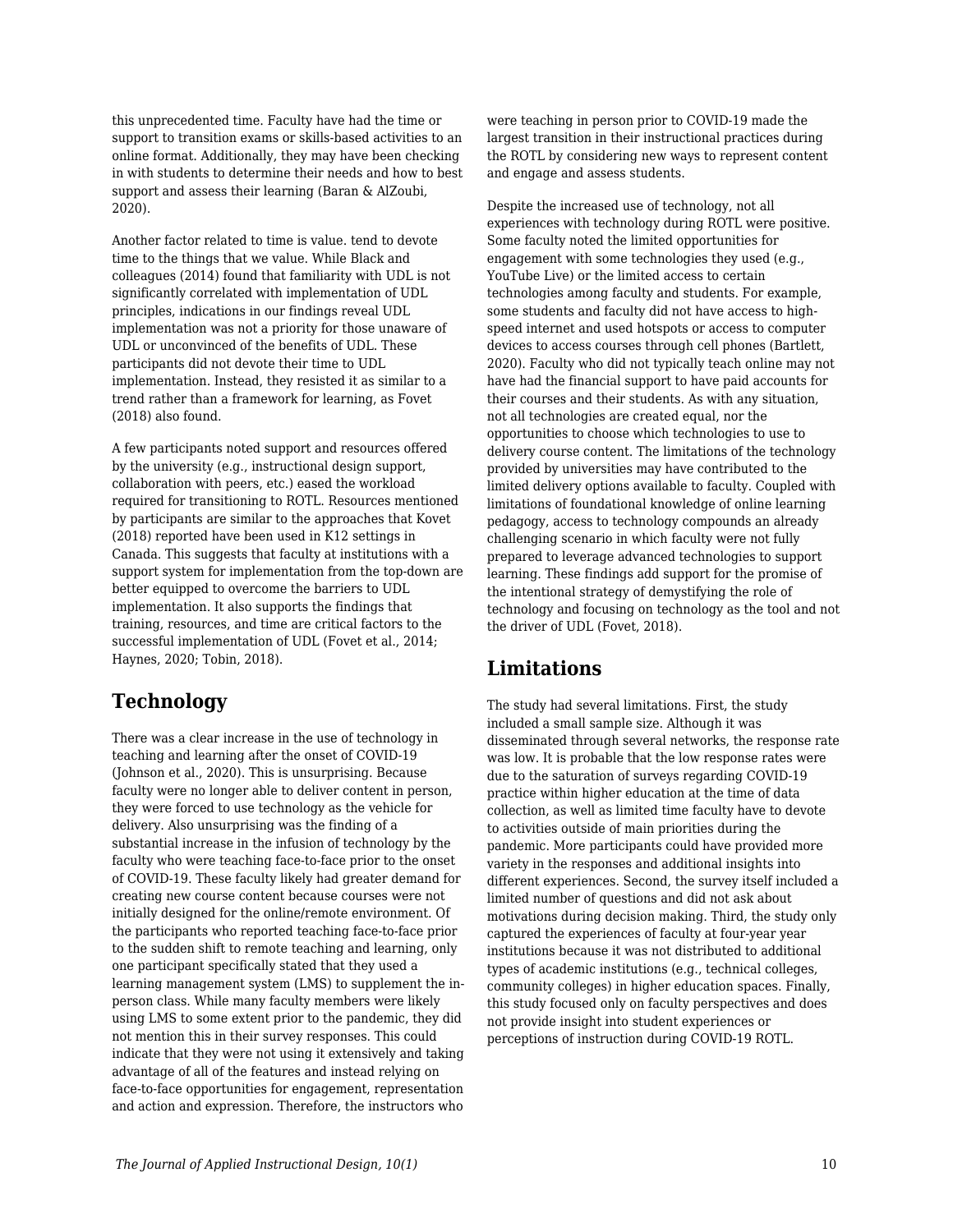this unprecedented time. Faculty have had the time or support to transition exams or skills-based activities to an online format. Additionally, they may have been checking in with students to determine their needs and how to best support and assess their learning (Baran & AlZoubi, 2020).

Another factor related to time is value. tend to devote time to the things that we value. While Black and colleagues (2014) found that familiarity with UDL is not significantly correlated with implementation of UDL principles, indications in our findings reveal UDL implementation was not a priority for those unaware of UDL or unconvinced of the benefits of UDL. These participants did not devote their time to UDL implementation. Instead, they resisted it as similar to a trend rather than a framework for learning, as Fovet (2018) also found.

A few participants noted support and resources offered by the university (e.g., instructional design support, collaboration with peers, etc.) eased the workload required for transitioning to ROTL. Resources mentioned by participants are similar to the approaches that Kovet (2018) reported have been used in K12 settings in Canada. This suggests that faculty at institutions with a support system for implementation from the top-down are better equipped to overcome the barriers to UDL implementation. It also supports the findings that training, resources, and time are critical factors to the successful implementation of UDL (Fovet et al., 2014; Haynes, 2020; Tobin, 2018).

## Technology

There was a clear increase in the use of technology in teaching and learning after the onset of COVID-19 (Johnson et al., 2020). This is unsurprising. Because faculty were no longer able to deliver content in person, they were forced to use technology as the vehicle for delivery. Also unsurprising was the finding of a substantial increase in the infusion of technology by the faculty who were teaching face-to-face prior to the onset of COVID-19. These faculty likely had greater demand for creating new course content because courses were not initially designed for the online/remote environment. Of the participants who reported teaching face-to-face prior to the sudden shift to remote teaching and learning, only one participant specifically stated that they used a learning management system (LMS) to supplement the in-person class. While many faculty members were likely using LMS to some extent prior to the pandemic, they did not mention this in their survey responses. This could indicate that they were not using it extensively and taking advantage of all of the features and instead relying on face-to-face opportunities for engagement, representation and action and expression. Therefore, the instructors who were teaching in person prior to COVID-19 made the largest transition in their instructional practices during the ROTL by considering new ways to represent content and engage and assess students.

Despite the increased use of technology, not all experiences with technology during ROTL were positive. Some faculty noted the limited opportunities for engagement with some technologies they used (e.g., YouTube Live) or the limited access to certain technologies among faculty and students. For example, some students and faculty did not have access to high-speed internet and used hotspots or access to computer devices to access courses through cell phones (Bartlett, 2020). Faculty who did not typically teach online may not have had the financial support to have paid accounts for their courses and their students. As with any situation, not all technologies are created equal, nor the opportunities to choose which technologies to use to delivery course content. The limitations of the technology provided by universities may have contributed to the limited delivery options available to faculty. Coupled with limitations of foundational knowledge of online learning pedagogy, access to technology compounds an already challenging scenario in which faculty were not fully prepared to leverage advanced technologies to support learning. These findings add support for the promise of the intentional strategy of demystifying the role of technology and focusing on technology as the tool and not the driver of UDL (Fovet, 2018).

## Limitations

The study had several limitations. First, the study included a small sample size. Although it was disseminated through several networks, the response rate was low. It is probable that the low response rates were due to the saturation of surveys regarding COVID-19 practice within higher education at the time of data collection, as well as limited time faculty have to devote to activities outside of main priorities during the pandemic. More participants could have provided more variety in the responses and additional insights into different experiences. Second, the survey itself included a limited number of questions and did not ask about motivations during decision making. Third, the study only captured the experiences of faculty at four-year year institutions because it was not distributed to additional types of academic institutions (e.g., technical colleges, community colleges) in higher education spaces. Finally, this study focused only on faculty perspectives and does not provide insight into student experiences or perceptions of instruction during COVID-19 ROTL.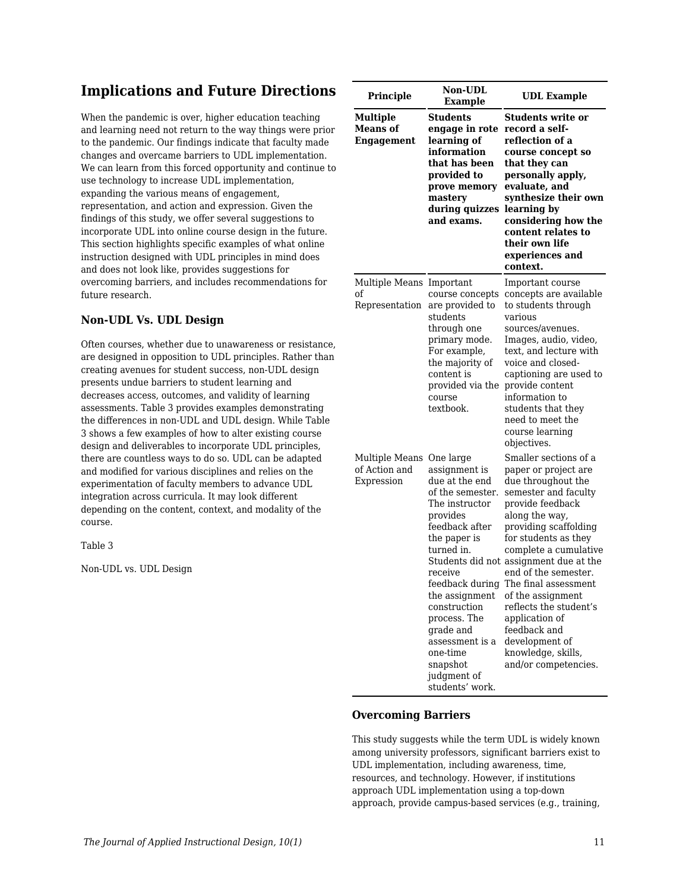## Implications and Future Directions

When the pandemic is over, higher education teaching and learning need not return to the way things were prior to the pandemic. Our findings indicate that faculty made changes and overcame barriers to UDL implementation. We can learn from this forced opportunity and continue to use technology to increase UDL implementation, expanding the various means of engagement, representation, and action and expression. Given the findings of this study, we offer several suggestions to incorporate UDL into online course design in the future. This section highlights specific examples of what online instruction designed with UDL principles in mind does and does not look like, provides suggestions for overcoming barriers, and includes recommendations for future research.

### Non-UDL Vs. UDL Design

Often courses, whether due to unawareness or resistance, are designed in opposition to UDL principles. Rather than creating avenues for student success, non-UDL design presents undue barriers to student learning and decreases access, outcomes, and validity of learning assessments. Table 3 provides examples demonstrating the differences in non-UDL and UDL design. While Table 3 shows a few examples of how to alter existing course design and deliverables to incorporate UDL principles, there are countless ways to do so. UDL can be adapted and modified for various disciplines and relies on the experimentation of faculty members to advance UDL integration across curricula. It may look different depending on the content, context, and modality of the course.

Table 3

Non-UDL vs. UDL Design

| Principle | Non-UDL Example | UDL Example |
|---|---|---|
| **Multiple Means of Engagement** | **Students engage in rote learning of information that has been provided to prove memory mastery during quizzes and exams.** | **Students write or record a self-reflection of a course concept so that they can personally apply, evaluate, and synthesize their own learning by considering how the content relates to their own life experiences and context.** |
| Multiple Means of Representation | Important course concepts are provided to students through one primary mode. For example, the majority of content is provided via the course textbook. | Important course concepts are available to students through various sources/avenues. Images, audio, video, text, and lecture with voice and closed-captioning are used to provide content information to students that they need to meet the course learning objectives. |
| Multiple Means of Action and Expression | One large assignment is due at the end of the semester. The instructor provides feedback after the paper is turned in. Students did not receive feedback during the assignment construction process. The grade and assessment is a one-time snapshot judgment of students' work. | Smaller sections of a paper or project are due throughout the semester and faculty provide feedback along the way, providing scaffolding for students as they complete a cumulative assignment due at the end of the semester. The final assessment of the assignment reflects the student's application of feedback and development of knowledge, skills, and/or competencies. |

### Overcoming Barriers

This study suggests while the term UDL is widely known among university professors, significant barriers exist to UDL implementation, including awareness, time, resources, and technology. However, if institutions approach UDL implementation using a top-down approach, provide campus-based services (e.g., training,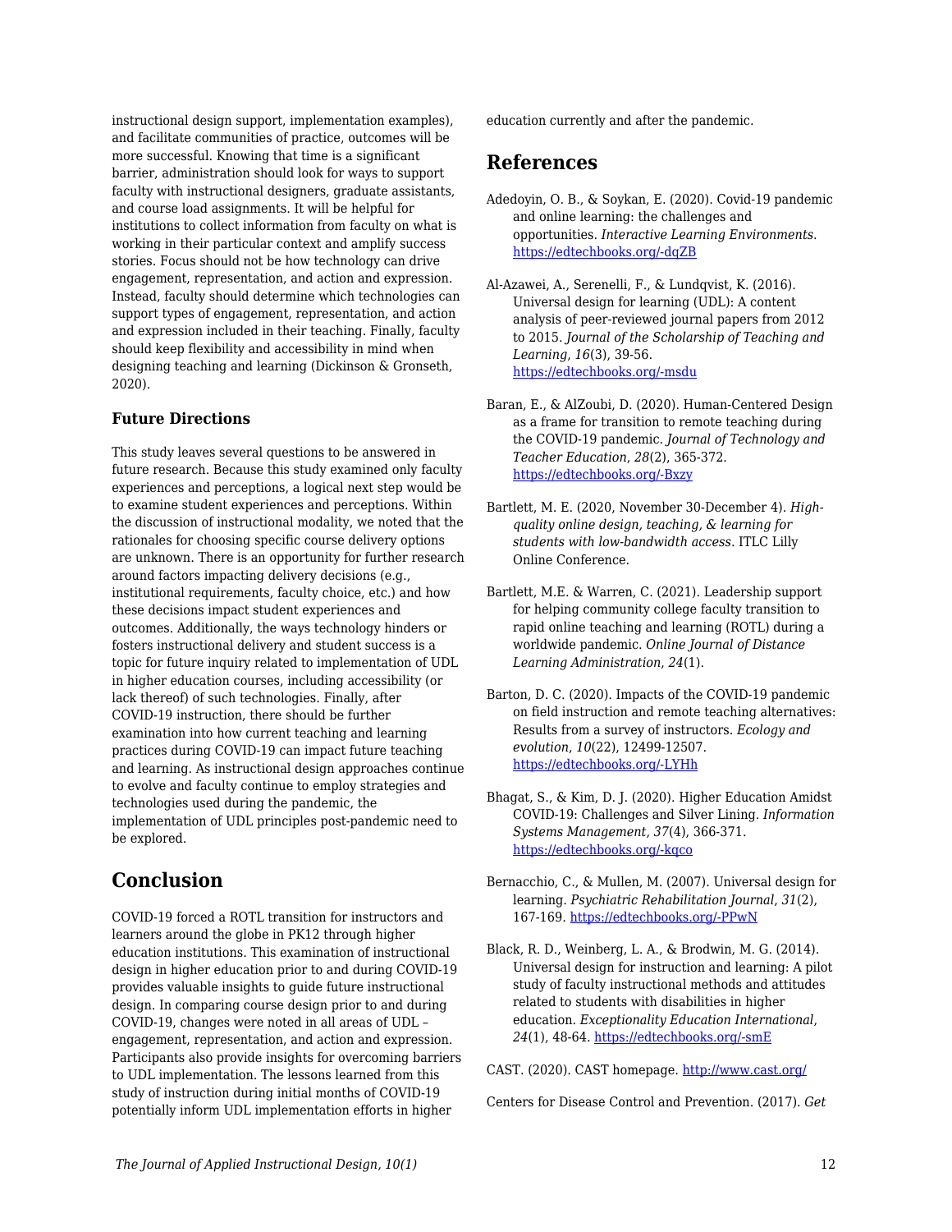instructional design support, implementation examples), and facilitate communities of practice, outcomes will be more successful. Knowing that time is a significant barrier, administration should look for ways to support faculty with instructional designers, graduate assistants, and course load assignments. It will be helpful for institutions to collect information from faculty on what is working in their particular context and amplify success stories. Focus should not be how technology can drive engagement, representation, and action and expression. Instead, faculty should determine which technologies can support types of engagement, representation, and action and expression included in their teaching. Finally, faculty should keep flexibility and accessibility in mind when designing teaching and learning (Dickinson & Gronseth, 2020).

### Future Directions

This study leaves several questions to be answered in future research. Because this study examined only faculty experiences and perceptions, a logical next step would be to examine student experiences and perceptions. Within the discussion of instructional modality, we noted that the rationales for choosing specific course delivery options are unknown. There is an opportunity for further research around factors impacting delivery decisions (e.g., institutional requirements, faculty choice, etc.) and how these decisions impact student experiences and outcomes. Additionally, the ways technology hinders or fosters instructional delivery and student success is a topic for future inquiry related to implementation of UDL in higher education courses, including accessibility (or lack thereof) of such technologies. Finally, after COVID-19 instruction, there should be further examination into how current teaching and learning practices during COVID-19 can impact future teaching and learning. As instructional design approaches continue to evolve and faculty continue to employ strategies and technologies used during the pandemic, the implementation of UDL principles post-pandemic need to be explored.

## Conclusion

COVID-19 forced a ROTL transition for instructors and learners around the globe in PK12 through higher education institutions. This examination of instructional design in higher education prior to and during COVID-19 provides valuable insights to guide future instructional design. In comparing course design prior to and during COVID-19, changes were noted in all areas of UDL – engagement, representation, and action and expression. Participants also provide insights for overcoming barriers to UDL implementation. The lessons learned from this study of instruction during initial months of COVID-19 potentially inform UDL implementation efforts in higher education currently and after the pandemic.

## References

Adedoyin, O. B., & Soykan, E. (2020). Covid-19 pandemic and online learning: the challenges and opportunities. *Interactive Learning Environments*. https://edtechbooks.org/-dqZB

Al-Azawei, A., Serenelli, F., & Lundqvist, K. (2016). Universal design for learning (UDL): A content analysis of peer-reviewed journal papers from 2012 to 2015. *Journal of the Scholarship of Teaching and Learning*, *16*(3), 39-56. https://edtechbooks.org/-msdu

Baran, E., & AlZoubi, D. (2020). Human-Centered Design as a frame for transition to remote teaching during the COVID-19 pandemic. *Journal of Technology and Teacher Education*, *28*(2), 365-372. https://edtechbooks.org/-Bxzy

Bartlett, M. E. (2020, November 30-December 4). *High-quality online design, teaching, & learning for students with low-bandwidth access*. ITLC Lilly Online Conference.

Bartlett, M.E. & Warren, C. (2021). Leadership support for helping community college faculty transition to rapid online teaching and learning (ROTL) during a worldwide pandemic. *Online Journal of Distance Learning Administration*, *24*(1).

Barton, D. C. (2020). Impacts of the COVID-19 pandemic on field instruction and remote teaching alternatives: Results from a survey of instructors. *Ecology and evolution*, *10*(22), 12499-12507. https://edtechbooks.org/-LYHh

Bhagat, S., & Kim, D. J. (2020). Higher Education Amidst COVID-19: Challenges and Silver Lining. *Information Systems Management*, *37*(4), 366-371. https://edtechbooks.org/-kqco

Bernacchio, C., & Mullen, M. (2007). Universal design for learning. *Psychiatric Rehabilitation Journal*, *31*(2), 167-169. https://edtechbooks.org/-PPwN

Black, R. D., Weinberg, L. A., & Brodwin, M. G. (2014). Universal design for instruction and learning: A pilot study of faculty instructional methods and attitudes related to students with disabilities in higher education. *Exceptionality Education International*, *24*(1), 48-64. https://edtechbooks.org/-smE

CAST. (2020). CAST homepage. http://www.cast.org/

Centers for Disease Control and Prevention. (2017). *Get*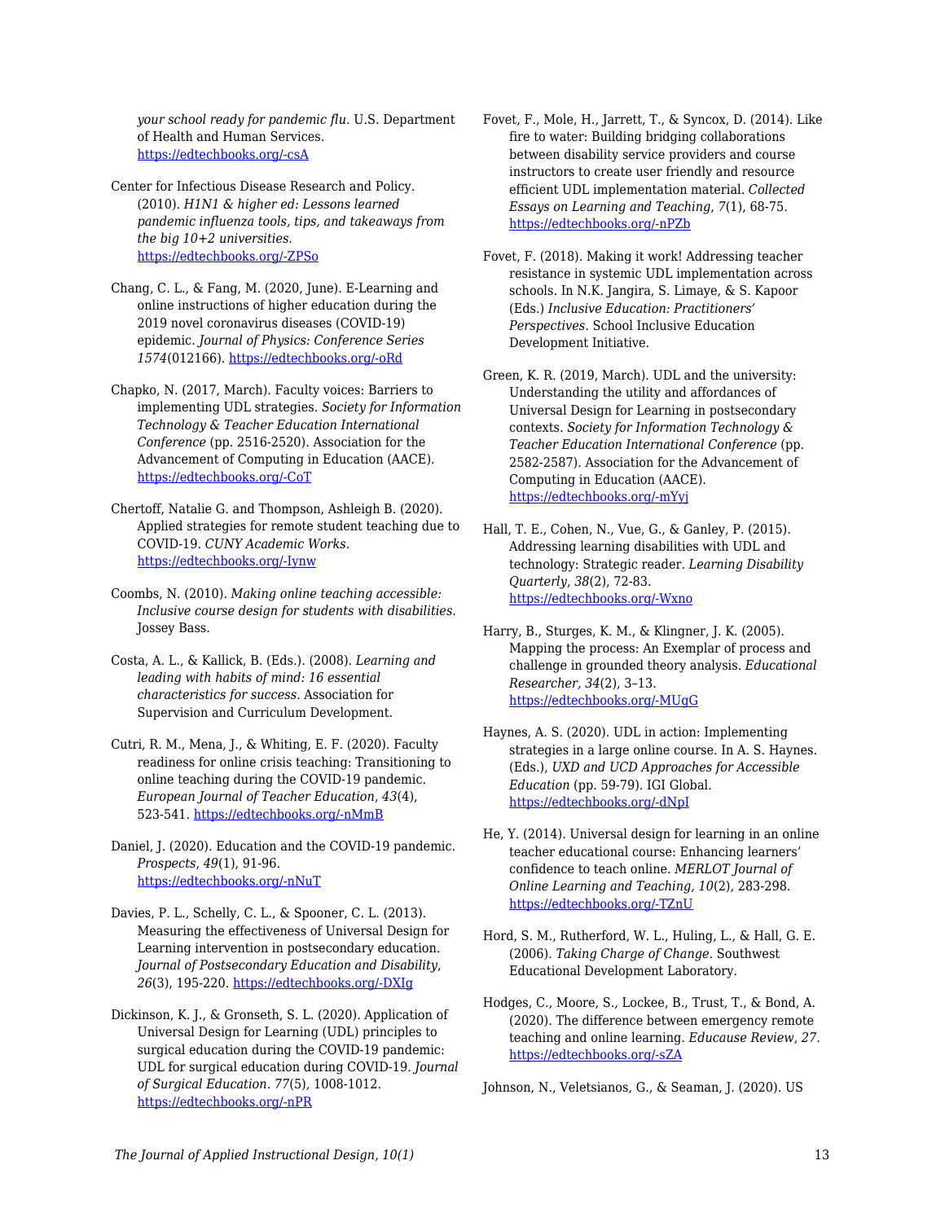*your school ready for pandemic flu*. U.S. Department of Health and Human Services. https://edtechbooks.org/-csA

Center for Infectious Disease Research and Policy. (2010). *H1N1 & higher ed: Lessons learned pandemic influenza tools, tips, and takeaways from the big 10+2 universities.* https://edtechbooks.org/-ZPSo

Chang, C. L., & Fang, M. (2020, June). E-Learning and online instructions of higher education during the 2019 novel coronavirus diseases (COVID-19) epidemic. *Journal of Physics: Conference Series 1574*(012166). https://edtechbooks.org/-oRd

Chapko, N. (2017, March). Faculty voices: Barriers to implementing UDL strategies. *Society for Information Technology & Teacher Education International Conference* (pp. 2516-2520). Association for the Advancement of Computing in Education (AACE). https://edtechbooks.org/-CoT

Chertoff, Natalie G. and Thompson, Ashleigh B. (2020). Applied strategies for remote student teaching due to COVID-19. *CUNY Academic Works.* https://edtechbooks.org/-Iynw

Coombs, N. (2010). *Making online teaching accessible: Inclusive course design for students with disabilities.* Jossey Bass.

Costa, A. L., & Kallick, B. (Eds.). (2008). *Learning and leading with habits of mind: 16 essential characteristics for success.* Association for Supervision and Curriculum Development.

Cutri, R. M., Mena, J., & Whiting, E. F. (2020). Faculty readiness for online crisis teaching: Transitioning to online teaching during the COVID-19 pandemic. *European Journal of Teacher Education*, *43*(4), 523-541. https://edtechbooks.org/-nMmB

Daniel, J. (2020). Education and the COVID-19 pandemic. *Prospects, 49*(1), 91-96. https://edtechbooks.org/-nNuT

Davies, P. L., Schelly, C. L., & Spooner, C. L. (2013). Measuring the effectiveness of Universal Design for Learning intervention in postsecondary education. *Journal of Postsecondary Education and Disability, 26*(3), 195-220. https://edtechbooks.org/-DXIg

Dickinson, K. J., & Gronseth, S. L. (2020). Application of Universal Design for Learning (UDL) principles to surgical education during the COVID-19 pandemic: UDL for surgical education during COVID-19. *Journal of Surgical Education*. *77*(5), 1008-1012. https://edtechbooks.org/-nPR

Fovet, F., Mole, H., Jarrett, T., & Syncox, D. (2014). Like fire to water: Building bridging collaborations between disability service providers and course instructors to create user friendly and resource efficient UDL implementation material. *Collected Essays on Learning and Teaching*, *7*(1), 68-75. https://edtechbooks.org/-nPZb

Fovet, F. (2018). Making it work! Addressing teacher resistance in systemic UDL implementation across schools. In N.K. Jangira, S. Limaye, & S. Kapoor (Eds.) *Inclusive Education: Practitioners' Perspectives.* School Inclusive Education Development Initiative.

Green, K. R. (2019, March). UDL and the university: Understanding the utility and affordances of Universal Design for Learning in postsecondary contexts. *Society for Information Technology & Teacher Education International Conference* (pp. 2582-2587). Association for the Advancement of Computing in Education (AACE). https://edtechbooks.org/-mYyj

Hall, T. E., Cohen, N., Vue, G., & Ganley, P. (2015). Addressing learning disabilities with UDL and technology: Strategic reader. *Learning Disability Quarterly*, *38*(2), 72-83. https://edtechbooks.org/-Wxno

Harry, B., Sturges, K. M., & Klingner, J. K. (2005). Mapping the process: An Exemplar of process and challenge in grounded theory analysis. *Educational Researcher, 34*(2), 3–13. https://edtechbooks.org/-MUgG

Haynes, A. S. (2020). UDL in action: Implementing strategies in a large online course. In A. S. Haynes. (Eds.), *UXD and UCD Approaches for Accessible Education* (pp. 59-79). IGI Global. https://edtechbooks.org/-dNpI

He, Y. (2014). Universal design for learning in an online teacher educational course: Enhancing learners' confidence to teach online. *MERLOT Journal of Online Learning and Teaching, 10*(2), 283-298. https://edtechbooks.org/-TZnU

Hord, S. M., Rutherford, W. L., Huling, L., & Hall, G. E. (2006). *Taking Charge of Change.* Southwest Educational Development Laboratory.

Hodges, C., Moore, S., Lockee, B., Trust, T., & Bond, A. (2020). The difference between emergency remote teaching and online learning. *Educause Review*, *27*. https://edtechbooks.org/-sZA

Johnson, N., Veletsianos, G., & Seaman, J. (2020). US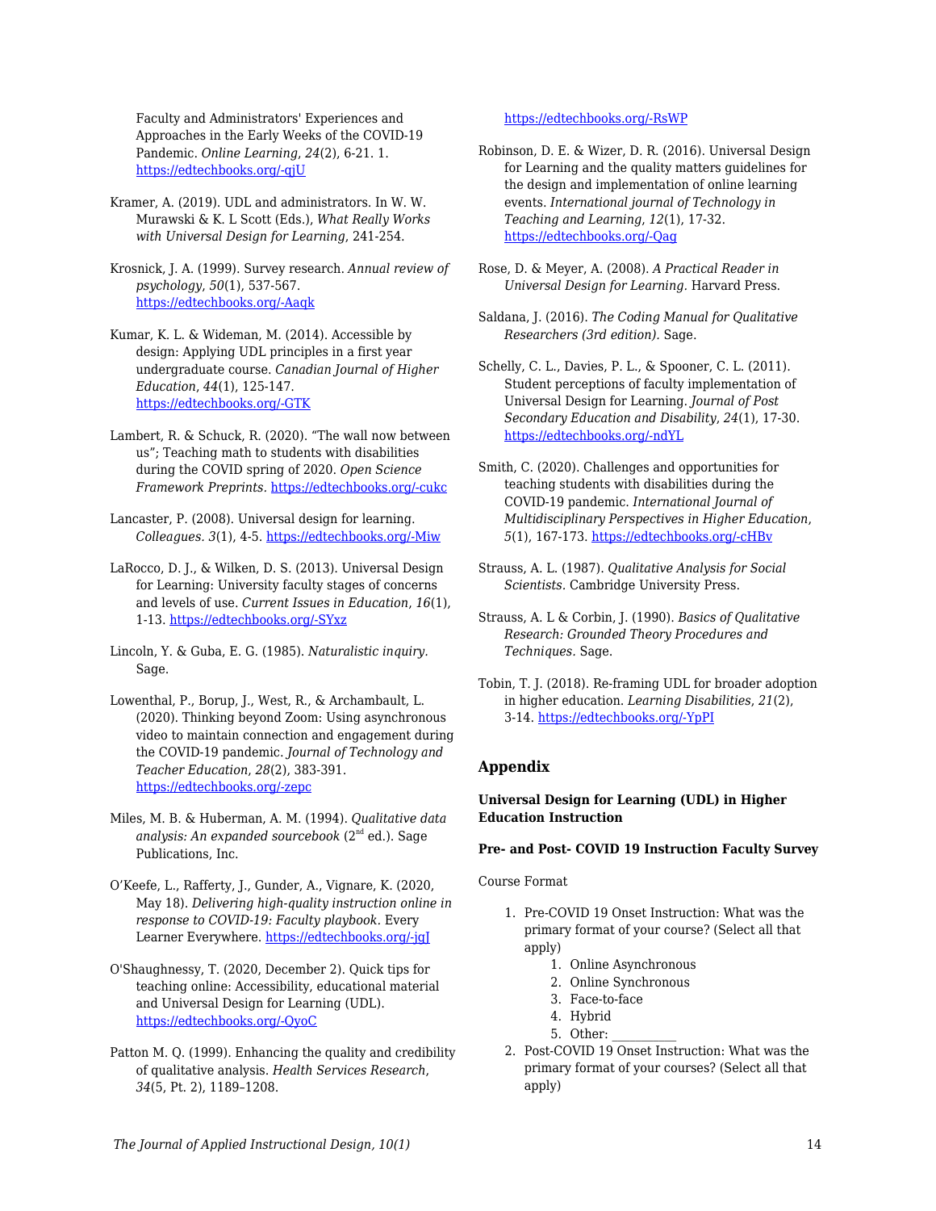Faculty and Administrators' Experiences and Approaches in the Early Weeks of the COVID-19 Pandemic. *Online Learning*, *24*(2), 6-21. 1. https://edtechbooks.org/-qjU

Kramer, A. (2019). UDL and administrators. In W. W. Murawski & K. L Scott (Eds.), *What Really Works with Universal Design for Learning*, 241-254.

Krosnick, J. A. (1999). Survey research. *Annual review of psychology*, *50*(1), 537-567. https://edtechbooks.org/-Aaqk

Kumar, K. L. & Wideman, M. (2014). Accessible by design: Applying UDL principles in a first year undergraduate course. *Canadian Journal of Higher Education*, *44*(1), 125-147. https://edtechbooks.org/-GTK

Lambert, R. & Schuck, R. (2020). "The wall now between us"; Teaching math to students with disabilities during the COVID spring of 2020. *Open Science Framework Preprints.* https://edtechbooks.org/-cukc

Lancaster, P. (2008). Universal design for learning. *Colleagues*. *3*(1), 4-5. https://edtechbooks.org/-Miw

LaRocco, D. J., & Wilken, D. S. (2013). Universal Design for Learning: University faculty stages of concerns and levels of use. *Current Issues in Education*, *16*(1), 1-13. https://edtechbooks.org/-SYxz

Lincoln, Y. & Guba, E. G. (1985). *Naturalistic inquiry.* Sage.

Lowenthal, P., Borup, J., West, R., & Archambault, L. (2020). Thinking beyond Zoom: Using asynchronous video to maintain connection and engagement during the COVID-19 pandemic. *Journal of Technology and Teacher Education*, *28*(2), 383-391. https://edtechbooks.org/-zepc

Miles, M. B. & Huberman, A. M. (1994). *Qualitative data analysis: An expanded sourcebook* (2nd ed.). Sage Publications, Inc.

O'Keefe, L., Rafferty, J., Gunder, A., Vignare, K. (2020, May 18). *Delivering high-quality instruction online in response to COVID-19: Faculty playbook.* Every Learner Everywhere. https://edtechbooks.org/-jqJ

O'Shaughnessy, T. (2020, December 2). Quick tips for teaching online: Accessibility, educational material and Universal Design for Learning (UDL). https://edtechbooks.org/-OyoC

Patton M. Q. (1999). Enhancing the quality and credibility of qualitative analysis. *Health Services Research*, *34*(5, Pt. 2), 1189–1208. https://edtechbooks.org/-RsWP

Robinson, D. E. & Wizer, D. R. (2016). Universal Design for Learning and the quality matters guidelines for the design and implementation of online learning events. *International journal of Technology in Teaching and Learning*, *12*(1), 17-32. https://edtechbooks.org/-Qag

Rose, D. & Meyer, A. (2008). *A Practical Reader in Universal Design for Learning.* Harvard Press.

Saldana, J. (2016). *The Coding Manual for Qualitative Researchers (3rd edition).* Sage.

Schelly, C. L., Davies, P. L., & Spooner, C. L. (2011). Student perceptions of faculty implementation of Universal Design for Learning. *Journal of Post Secondary Education and Disability*, *24*(1), 17-30. https://edtechbooks.org/-ndYL

Smith, C. (2020). Challenges and opportunities for teaching students with disabilities during the COVID-19 pandemic. *International Journal of Multidisciplinary Perspectives in Higher Education*, *5*(1), 167-173. https://edtechbooks.org/-cHBv

Strauss, A. L. (1987). *Qualitative Analysis for Social Scientists.* Cambridge University Press.

Strauss, A. L & Corbin, J. (1990). *Basics of Qualitative Research: Grounded Theory Procedures and Techniques.* Sage.

Tobin, T. J. (2018). Re-framing UDL for broader adoption in higher education. *Learning Disabilities*, *21*(2), 3-14. https://edtechbooks.org/-YpPI

## Appendix

**Universal Design for Learning (UDL) in Higher Education Instruction**

**Pre- and Post- COVID 19 Instruction Faculty Survey**

Course Format

1. Pre-COVID 19 Onset Instruction: What was the primary format of your course? (Select all that apply)
   1. Online Asynchronous
   2. Online Synchronous
   3. Face-to-face
   4. Hybrid
   5. Other: __________
2. Post-COVID 19 Onset Instruction: What was the primary format of your courses? (Select all that apply)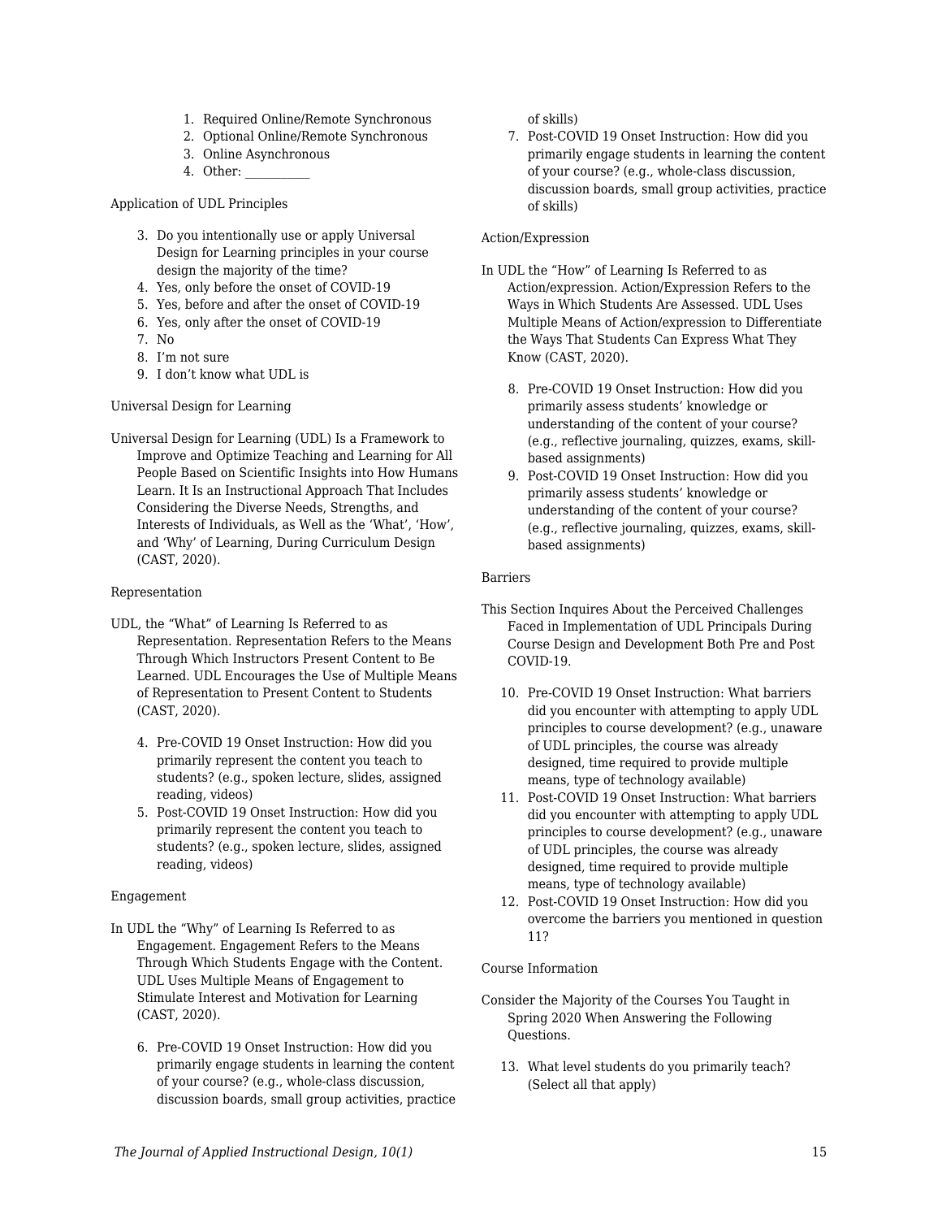1. Required Online/Remote Synchronous
2. Optional Online/Remote Synchronous
3. Online Asynchronous
4. Other: __________

Application of UDL Principles

3. Do you intentionally use or apply Universal Design for Learning principles in your course design the majority of the time?
4. Yes, only before the onset of COVID-19
5. Yes, before and after the onset of COVID-19
6. Yes, only after the onset of COVID-19
7. No
8. I'm not sure
9. I don't know what UDL is

Universal Design for Learning

Universal Design for Learning (UDL) Is a Framework to Improve and Optimize Teaching and Learning for All People Based on Scientific Insights into How Humans Learn. It Is an Instructional Approach That Includes Considering the Diverse Needs, Strengths, and Interests of Individuals, as Well as the 'What', 'How', and 'Why' of Learning, During Curriculum Design (CAST, 2020).

Representation

UDL, the "What" of Learning Is Referred to as Representation. Representation Refers to the Means Through Which Instructors Present Content to Be Learned. UDL Encourages the Use of Multiple Means of Representation to Present Content to Students (CAST, 2020).

4. Pre-COVID 19 Onset Instruction: How did you primarily represent the content you teach to students? (e.g., spoken lecture, slides, assigned reading, videos)
5. Post-COVID 19 Onset Instruction: How did you primarily represent the content you teach to students? (e.g., spoken lecture, slides, assigned reading, videos)

Engagement

In UDL the "Why" of Learning Is Referred to as Engagement. Engagement Refers to the Means Through Which Students Engage with the Content. UDL Uses Multiple Means of Engagement to Stimulate Interest and Motivation for Learning (CAST, 2020).

6. Pre-COVID 19 Onset Instruction: How did you primarily engage students in learning the content of your course? (e.g., whole-class discussion, discussion boards, small group activities, practice of skills)
7. Post-COVID 19 Onset Instruction: How did you primarily engage students in learning the content of your course? (e.g., whole-class discussion, discussion boards, small group activities, practice of skills)

Action/Expression

In UDL the "How" of Learning Is Referred to as Action/expression. Action/Expression Refers to the Ways in Which Students Are Assessed. UDL Uses Multiple Means of Action/expression to Differentiate the Ways That Students Can Express What They Know (CAST, 2020).

8. Pre-COVID 19 Onset Instruction: How did you primarily assess students' knowledge or understanding of the content of your course? (e.g., reflective journaling, quizzes, exams, skill-based assignments)
9. Post-COVID 19 Onset Instruction: How did you primarily assess students' knowledge or understanding of the content of your course? (e.g., reflective journaling, quizzes, exams, skill-based assignments)

Barriers

This Section Inquires About the Perceived Challenges Faced in Implementation of UDL Principals During Course Design and Development Both Pre and Post COVID-19.

10. Pre-COVID 19 Onset Instruction: What barriers did you encounter with attempting to apply UDL principles to course development? (e.g., unaware of UDL principles, the course was already designed, time required to provide multiple means, type of technology available)
11. Post-COVID 19 Onset Instruction: What barriers did you encounter with attempting to apply UDL principles to course development? (e.g., unaware of UDL principles, the course was already designed, time required to provide multiple means, type of technology available)
12. Post-COVID 19 Onset Instruction: How did you overcome the barriers you mentioned in question 11?

Course Information

Consider the Majority of the Courses You Taught in Spring 2020 When Answering the Following Questions.

13. What level students do you primarily teach? (Select all that apply)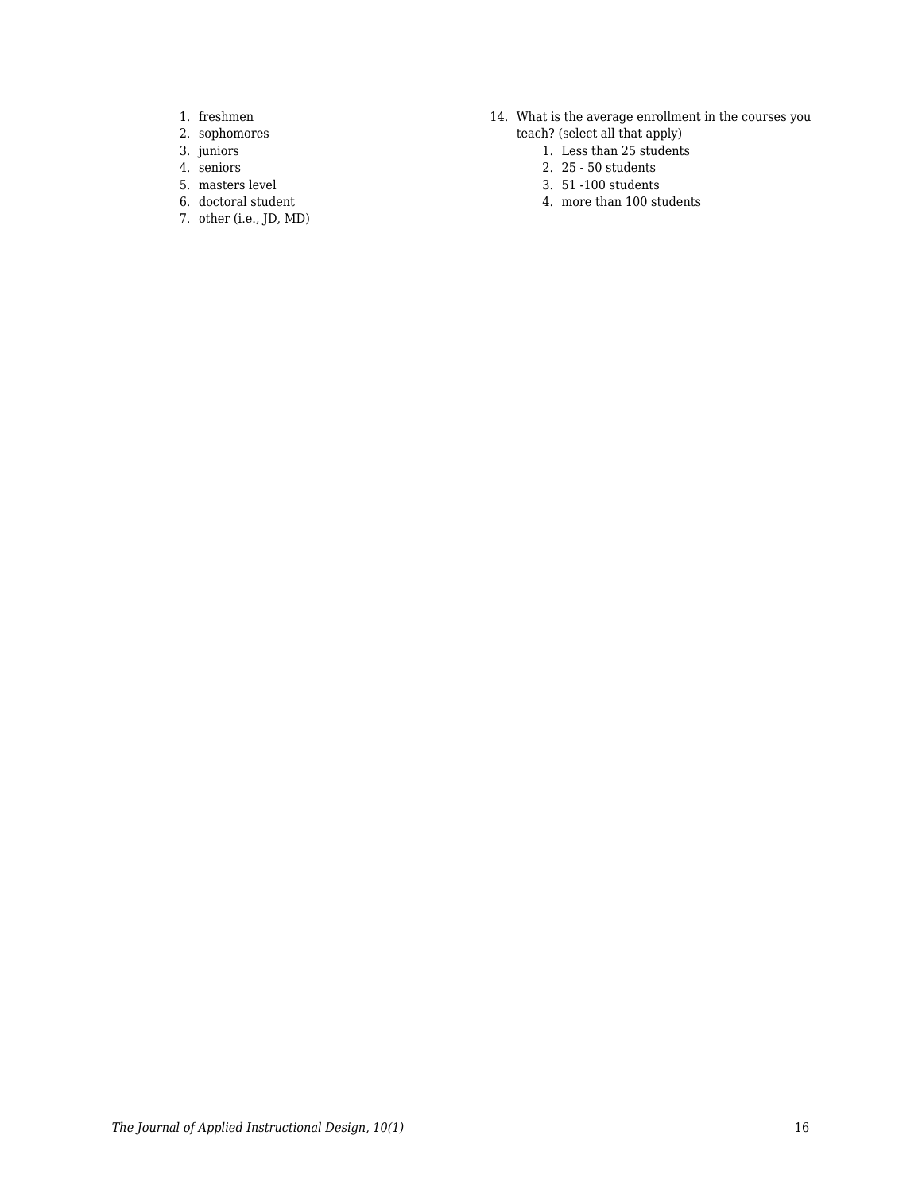1. freshmen
2. sophomores
3. juniors
4. seniors
5. masters level
6. doctoral student
7. other (i.e., JD, MD)

14. What is the average enrollment in the courses you teach? (select all that apply)
    1. Less than 25 students
    2. 25 - 50 students
    3. 51 -100 students
    4. more than 100 students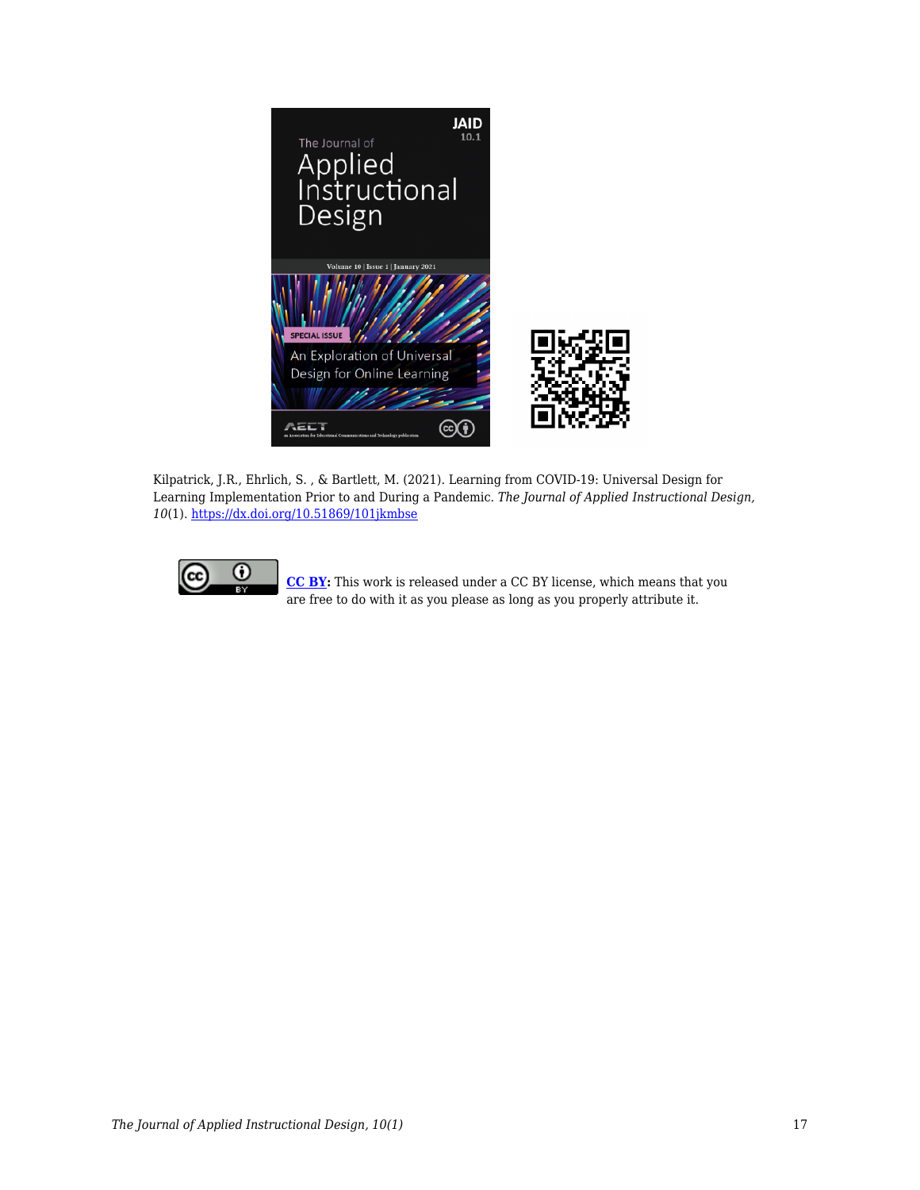Kilpatrick, J.R., Ehrlich, S. , & Bartlett, M. (2021). Learning from COVID-19: Universal Design for Learning Implementation Prior to and During a Pandemic. *The Journal of Applied Instructional Design, 10*(1). https://dx.doi.org/10.51869/101jkmbse

**CC BY:** This work is released under a CC BY license, which means that you are free to do with it as you please as long as you properly attribute it.